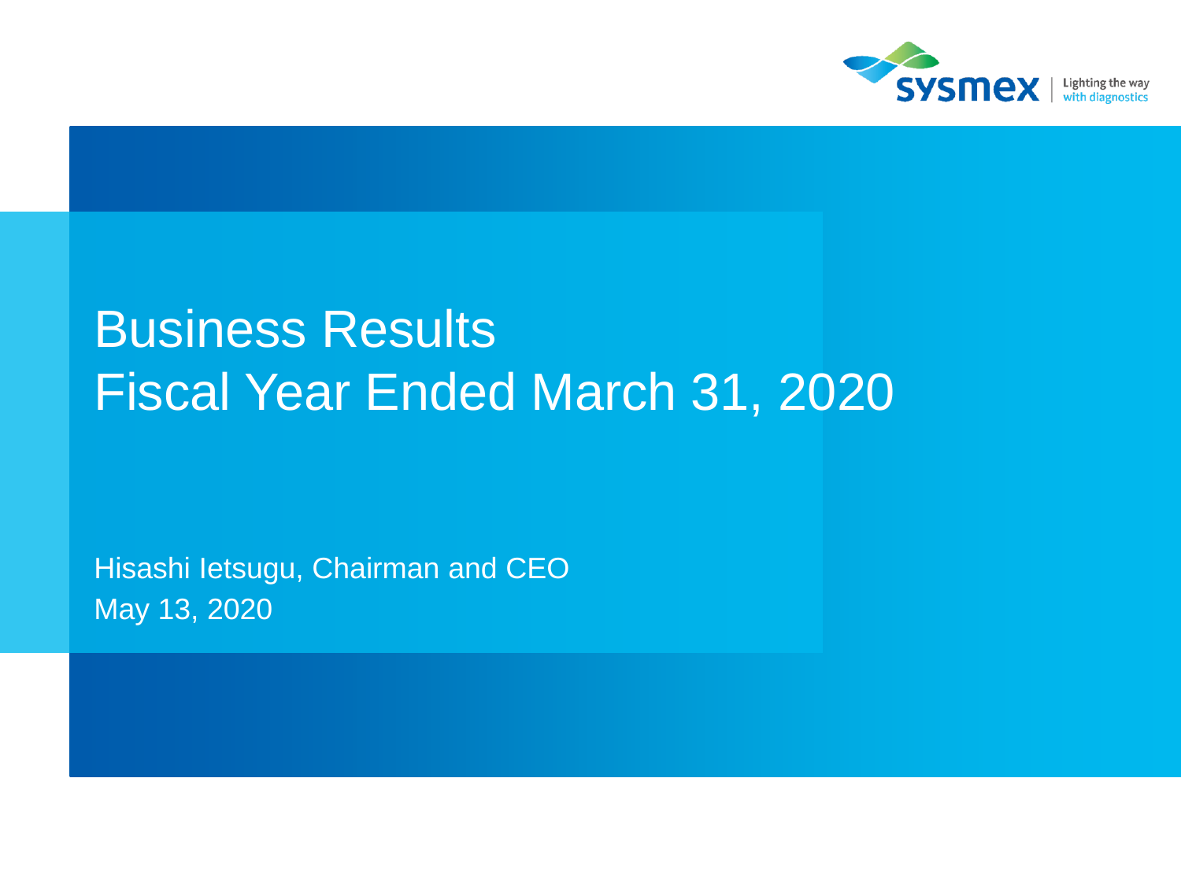sysmex | Lighting the way with diagnostics

# Business Results
# Fiscal Year Ended March 31, 2020

Hisashi Ietsugu, Chairman and CEO
May 13, 2020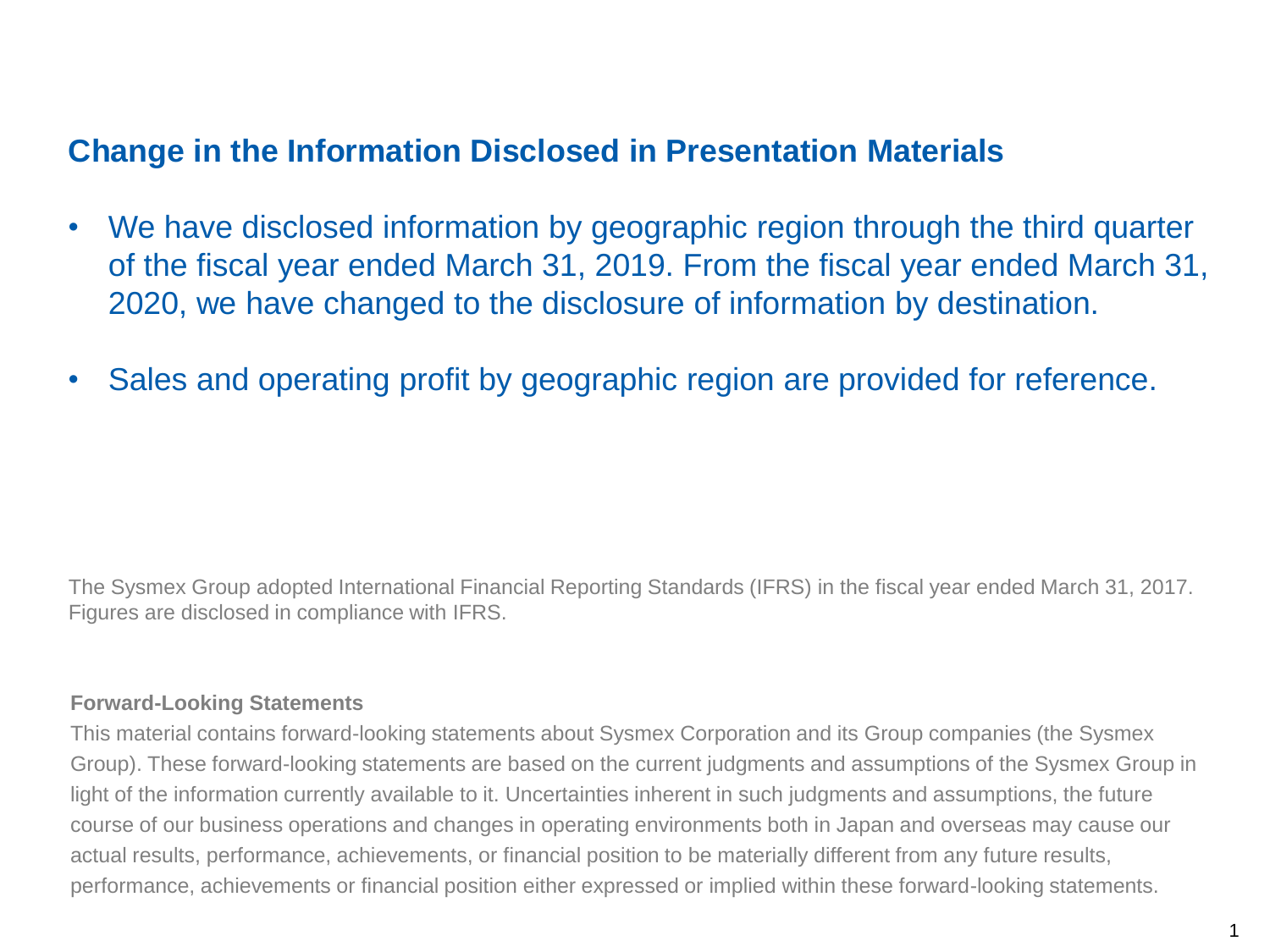## Change in the Information Disclosed in Presentation Materials

- We have disclosed information by geographic region through the third quarter of the fiscal year ended March 31, 2019. From the fiscal year ended March 31, 2020, we have changed to the disclosure of information by destination.
- Sales and operating profit by geographic region are provided for reference.

The Sysmex Group adopted International Financial Reporting Standards (IFRS) in the fiscal year ended March 31, 2017. Figures are disclosed in compliance with IFRS.

**Forward-Looking Statements**

This material contains forward-looking statements about Sysmex Corporation and its Group companies (the Sysmex Group). These forward-looking statements are based on the current judgments and assumptions of the Sysmex Group in light of the information currently available to it. Uncertainties inherent in such judgments and assumptions, the future course of our business operations and changes in operating environments both in Japan and overseas may cause our actual results, performance, achievements, or financial position to be materially different from any future results, performance, achievements or financial position either expressed or implied within these forward-looking statements.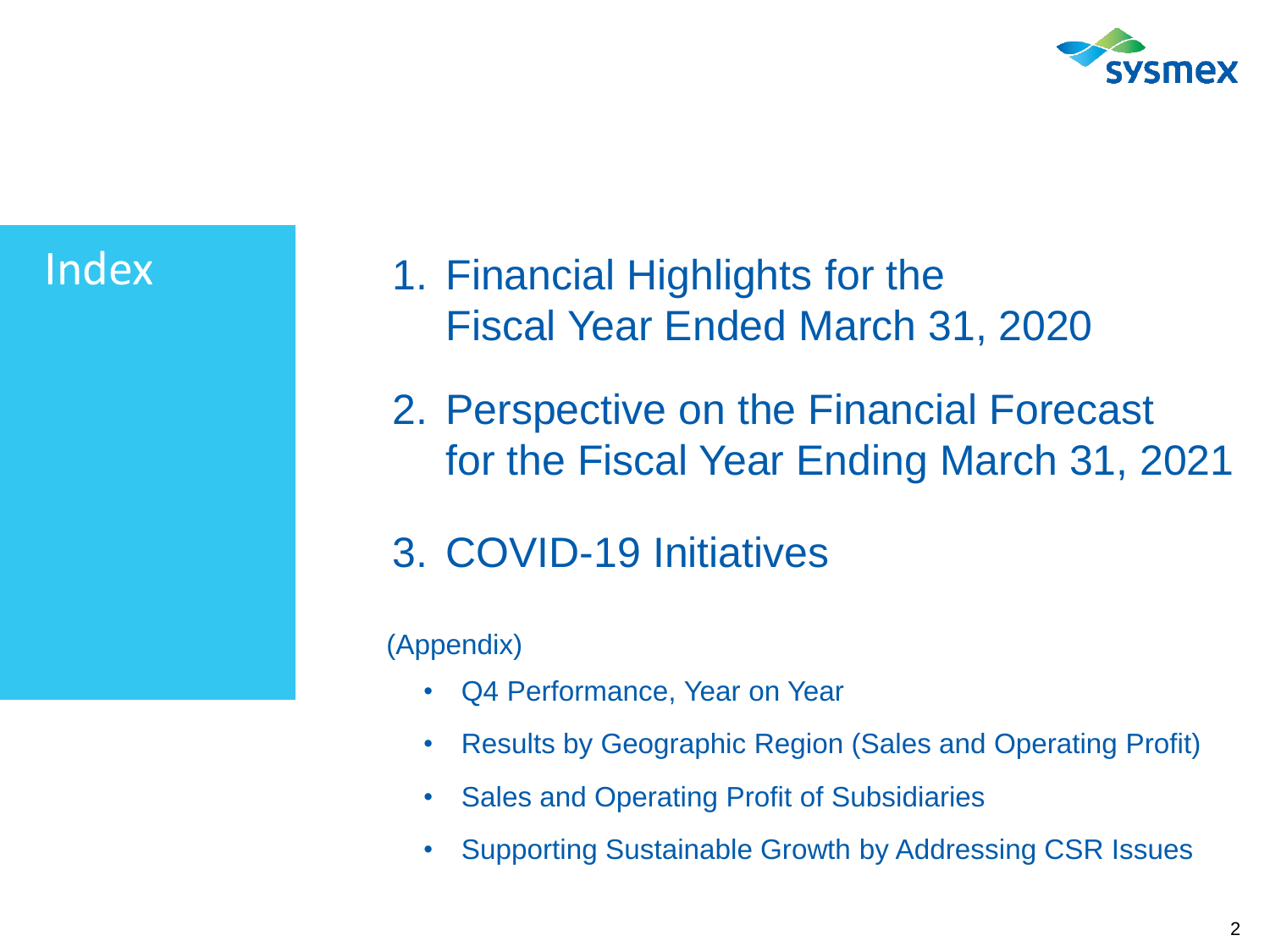# Index

1. Financial Highlights for the Fiscal Year Ended March 31, 2020
2. Perspective on the Financial Forecast for the Fiscal Year Ending March 31, 2021
3. COVID-19 Initiatives

(Appendix)

- Q4 Performance, Year on Year
- Results by Geographic Region (Sales and Operating Profit)
- Sales and Operating Profit of Subsidiaries
- Supporting Sustainable Growth by Addressing CSR Issues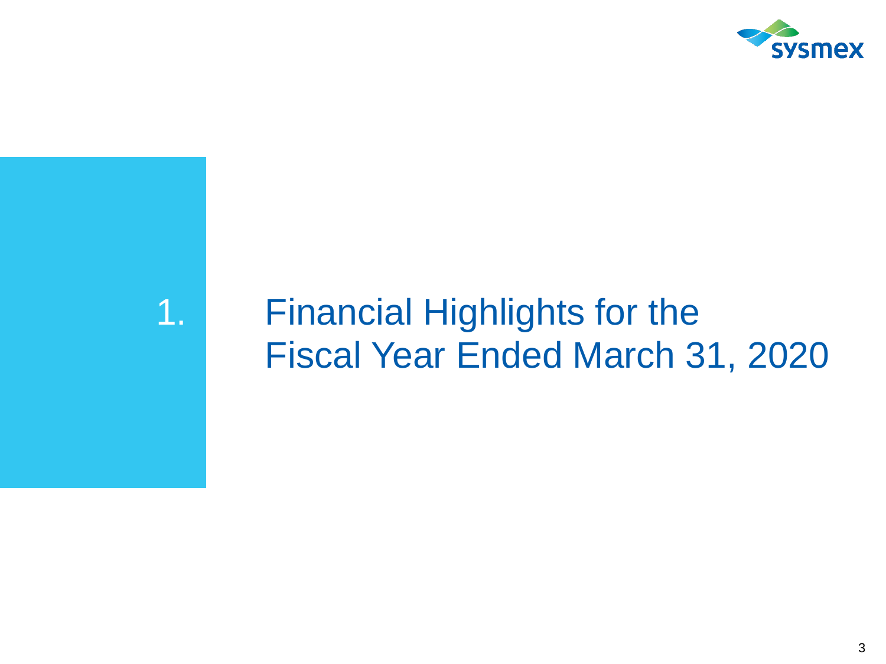# 1. Financial Highlights for the Fiscal Year Ended March 31, 2020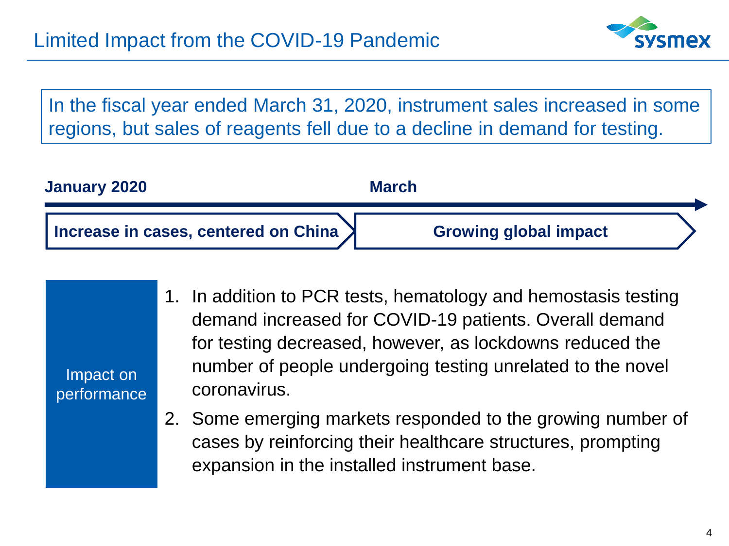# Limited Impact from the COVID-19 Pandemic

In the fiscal year ended March 31, 2020, instrument sales increased in some regions, but sales of reagents fell due to a decline in demand for testing.

**January 2020** → **March**

| Increase in cases, centered on China | Growing global impact |
|---|---|

**Impact on performance**

1. In addition to PCR tests, hematology and hemostasis testing demand increased for COVID-19 patients. Overall demand for testing decreased, however, as lockdowns reduced the number of people undergoing testing unrelated to the novel coronavirus.
2. Some emerging markets responded to the growing number of cases by reinforcing their healthcare structures, prompting expansion in the installed instrument base.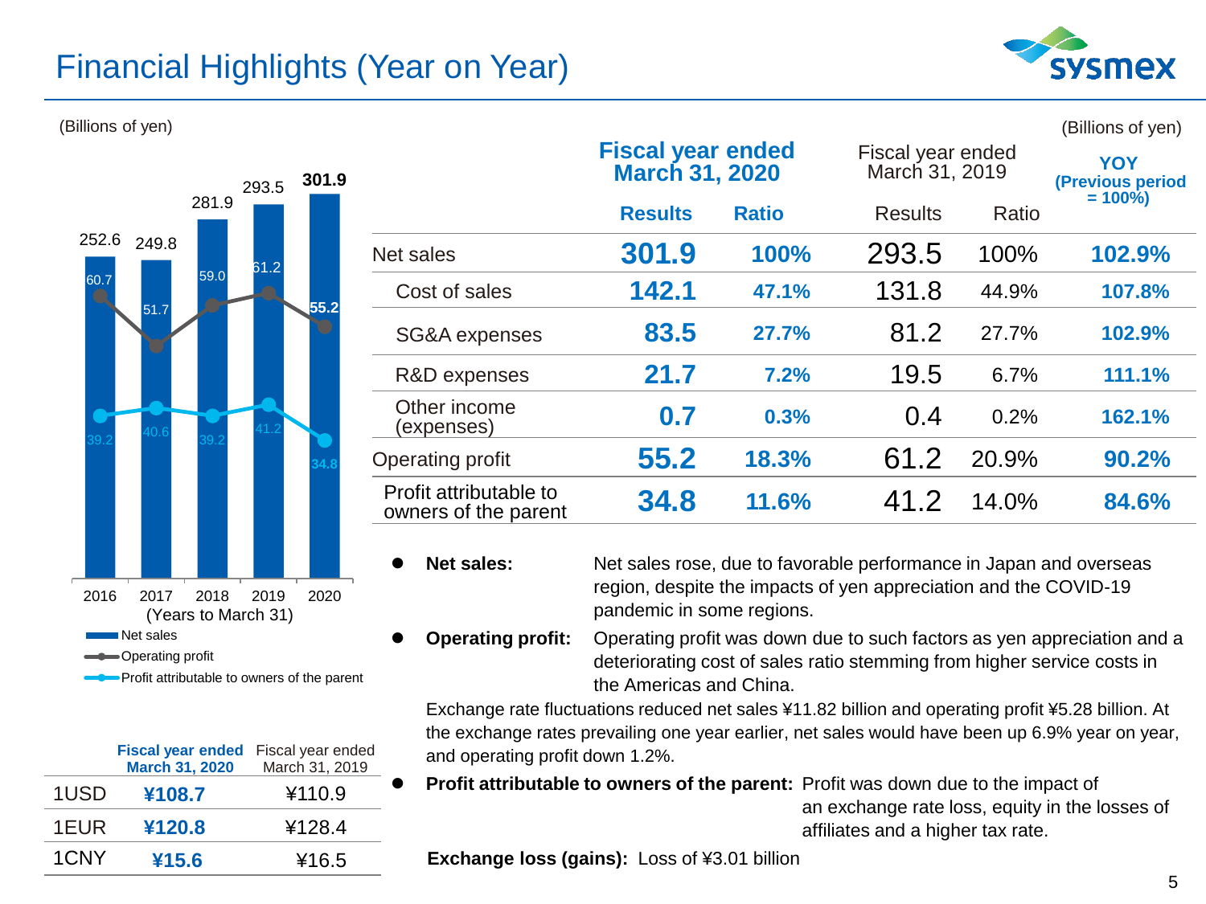# Financial Highlights (Year on Year)

(Billions of yen)

| | 2016 | 2017 | 2018 | 2019 | 2020 |
|---|---|---|---|---|---|
| Net sales | 252.6 | 249.8 | 281.9 | 293.5 | 301.9 |
| Operating profit | 60.7 | 51.7 | 59.0 | 61.2 | 55.2 |
| Profit attributable to owners of the parent | 39.2 | 40.6 | 39.2 | 41.2 | 34.8 |

(Years to March 31)

| | Fiscal year ended March 31, 2020 | Fiscal year ended March 31, 2019 |
|---|---|---|
| 1USD | **¥108.7** | ¥110.9 |
| 1EUR | **¥120.8** | ¥128.4 |
| 1CNY | **¥15.6** | ¥16.5 |

(Billions of yen)

| | **Fiscal year ended March 31, 2020** | | Fiscal year ended March 31, 2019 | | **YOY (Previous period = 100%)** |
|---|---|---|---|---|---|
| | **Results** | **Ratio** | Results | Ratio | |
| Net sales | **301.9** | **100%** | 293.5 | 100% | **102.9%** |
| Cost of sales | **142.1** | **47.1%** | 131.8 | 44.9% | **107.8%** |
| SG&A expenses | **83.5** | **27.7%** | 81.2 | 27.7% | **102.9%** |
| R&D expenses | **21.7** | **7.2%** | 19.5 | 6.7% | **111.1%** |
| Other income (expenses) | **0.7** | **0.3%** | 0.4 | 0.2% | **162.1%** |
| Operating profit | **55.2** | **18.3%** | 61.2 | 20.9% | **90.2%** |
| Profit attributable to owners of the parent | **34.8** | **11.6%** | 41.2 | 14.0% | **84.6%** |

- **Net sales:** Net sales rose, due to favorable performance in Japan and overseas region, despite the impacts of yen appreciation and the COVID-19 pandemic in some regions.
- **Operating profit:** Operating profit was down due to such factors as yen appreciation and a deteriorating cost of sales ratio stemming from higher service costs in the Americas and China.

  Exchange rate fluctuations reduced net sales ¥11.82 billion and operating profit ¥5.28 billion. At the exchange rates prevailing one year earlier, net sales would have been up 6.9% year on year, and operating profit down 1.2%.
- **Profit attributable to owners of the parent:** Profit was down due to the impact of an exchange rate loss, equity in the losses of affiliates and a higher tax rate.

  **Exchange loss (gains):** Loss of ¥3.01 billion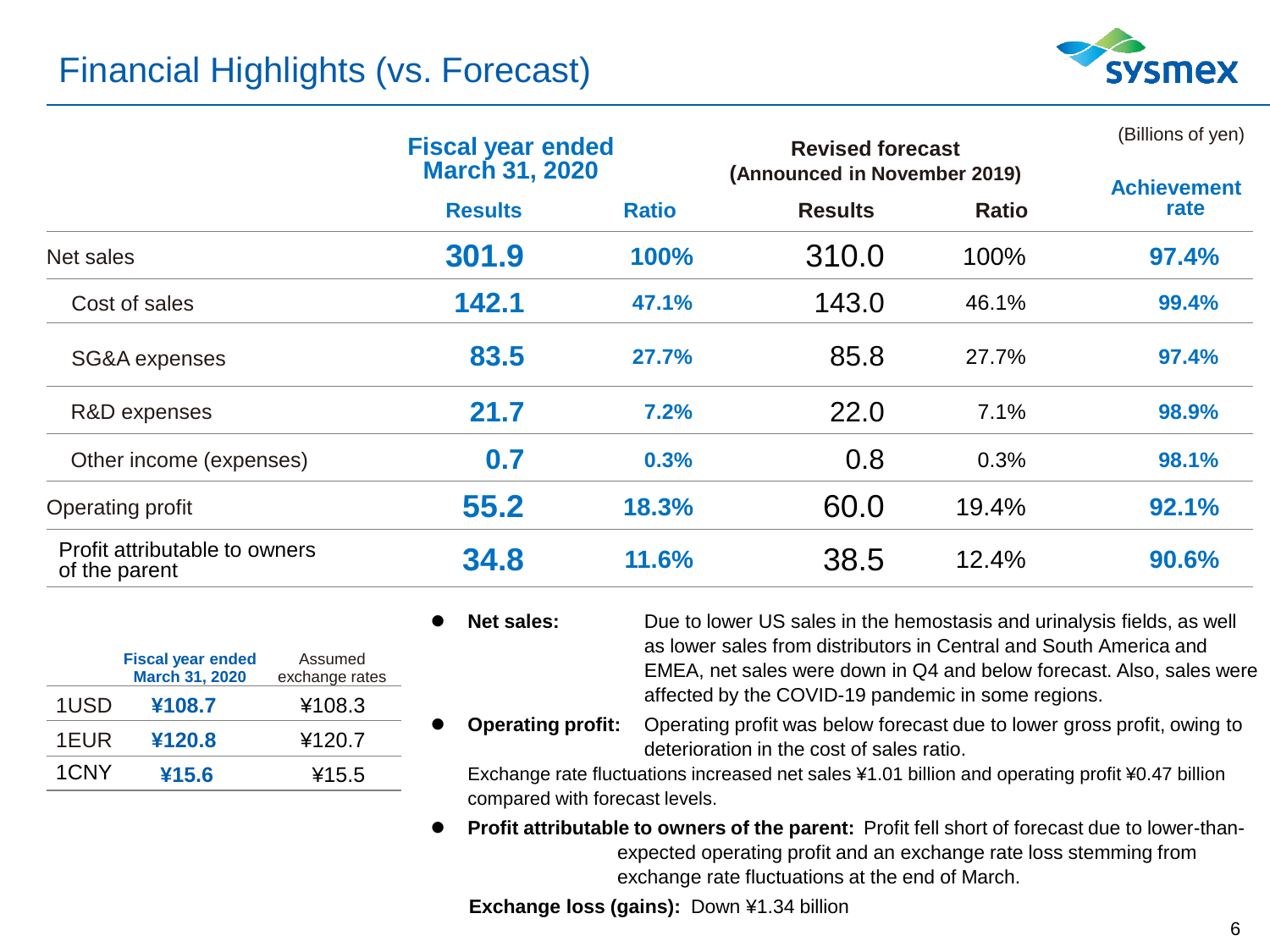# Financial Highlights (vs. Forecast)

(Billions of yen)

| | Fiscal year ended March 31, 2020 | | Revised forecast (Announced in November 2019) | | Achievement rate |
|---|---|---|---|---|---|
| | **Results** | **Ratio** | **Results** | **Ratio** | |
| Net sales | **301.9** | **100%** | 310.0 | 100% | **97.4%** |
| Cost of sales | **142.1** | **47.1%** | 143.0 | 46.1% | **99.4%** |
| SG&A expenses | **83.5** | **27.7%** | 85.8 | 27.7% | **97.4%** |
| R&D expenses | **21.7** | **7.2%** | 22.0 | 7.1% | **98.9%** |
| Other income (expenses) | **0.7** | **0.3%** | 0.8 | 0.3% | **98.1%** |
| Operating profit | **55.2** | **18.3%** | 60.0 | 19.4% | **92.1%** |
| Profit attributable to owners of the parent | **34.8** | **11.6%** | 38.5 | 12.4% | **90.6%** |

| | Fiscal year ended March 31, 2020 | Assumed exchange rates |
|---|---|---|
| 1USD | **¥108.7** | ¥108.3 |
| 1EUR | **¥120.8** | ¥120.7 |
| 1CNY | **¥15.6** | ¥15.5 |

- **Net sales:** Due to lower US sales in the hemostasis and urinalysis fields, as well as lower sales from distributors in Central and South America and EMEA, net sales were down in Q4 and below forecast. Also, sales were affected by the COVID-19 pandemic in some regions.
- **Operating profit:** Operating profit was below forecast due to lower gross profit, owing to deterioration in the cost of sales ratio.

  Exchange rate fluctuations increased net sales ¥1.01 billion and operating profit ¥0.47 billion compared with forecast levels.
- **Profit attributable to owners of the parent:** Profit fell short of forecast due to lower-than-expected operating profit and an exchange rate loss stemming from exchange rate fluctuations at the end of March.

  **Exchange loss (gains):** Down ¥1.34 billion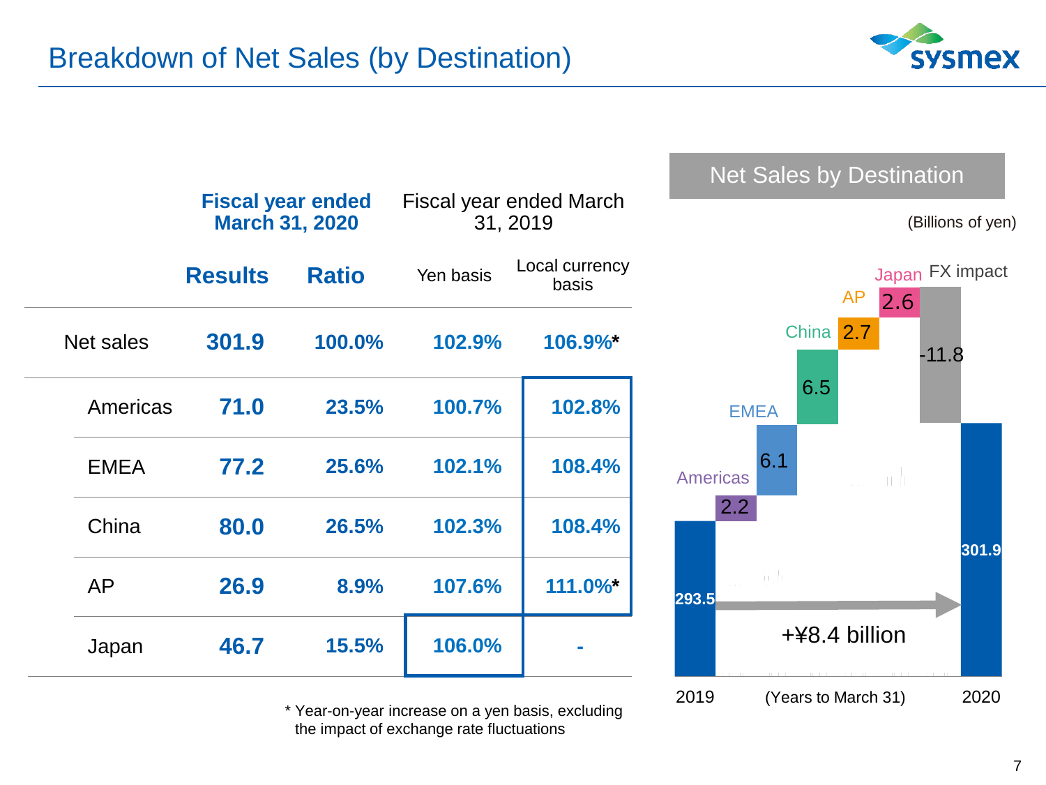# Breakdown of Net Sales (by Destination)

| | Fiscal year ended March 31, 2020 | | Fiscal year ended March 31, 2019 | |
|---|---|---|---|---|
| | **Results** | **Ratio** | Yen basis | Local currency basis |
| Net sales | **301.9** | **100.0%** | **102.9%** | **106.9%*** |
| Americas | **71.0** | **23.5%** | **100.7%** | **102.8%** |
| EMEA | **77.2** | **25.6%** | **102.1%** | **108.4%** |
| China | **80.0** | **26.5%** | **102.3%** | **108.4%** |
| AP | **26.9** | **8.9%** | **107.6%** | **111.0%*** |
| Japan | **46.7** | **15.5%** | **106.0%** | **-** |

\* Year-on-year increase on a yen basis, excluding the impact of exchange rate fluctuations

## Net Sales by Destination

(Billions of yen)

| | Value |
|---|---|
| 2019 | 293.5 |
| Americas | 2.2 |
| EMEA | 6.1 |
| China | 6.5 |
| AP | 2.7 |
| Japan | 2.6 |
| FX impact | -11.8 |
| 2020 | 301.9 |

+¥8.4 billion

(Years to March 31)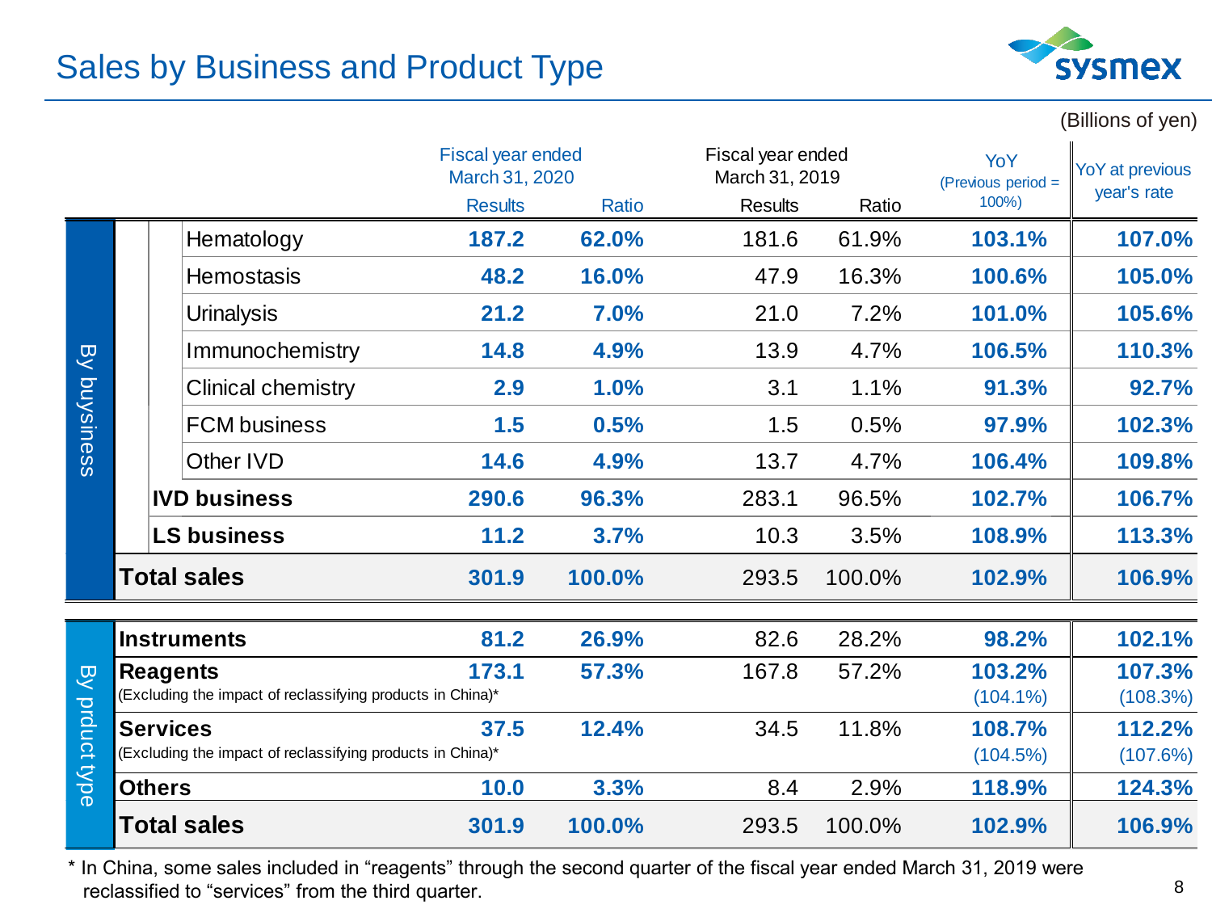# Sales by Business and Product Type

(Billions of yen)

| | | Fiscal year ended March 31, 2020 Results | Fiscal year ended March 31, 2020 Ratio | Fiscal year ended March 31, 2019 Results | Fiscal year ended March 31, 2019 Ratio | YoY (Previous period = 100%) | YoY at previous year's rate |
|---|---|---|---|---|---|---|---|
| By buysiness | Hematology | **187.2** | **62.0%** | 181.6 | 61.9% | **103.1%** | **107.0%** |
| | Hemostasis | **48.2** | **16.0%** | 47.9 | 16.3% | **100.6%** | **105.0%** |
| | Urinalysis | **21.2** | **7.0%** | 21.0 | 7.2% | **101.0%** | **105.6%** |
| | Immunochemistry | **14.8** | **4.9%** | 13.9 | 4.7% | **106.5%** | **110.3%** |
| | Clinical chemistry | **2.9** | **1.0%** | 3.1 | 1.1% | **91.3%** | **92.7%** |
| | FCM business | **1.5** | **0.5%** | 1.5 | 0.5% | **97.9%** | **102.3%** |
| | Other IVD | **14.6** | **4.9%** | 13.7 | 4.7% | **106.4%** | **109.8%** |
| | **IVD business** | **290.6** | **96.3%** | 283.1 | 96.5% | **102.7%** | **106.7%** |
| | **LS business** | **11.2** | **3.7%** | 10.3 | 3.5% | **108.9%** | **113.3%** |
| | **Total sales** | **301.9** | **100.0%** | 293.5 | 100.0% | **102.9%** | **106.9%** |
| By prduct type | **Instruments** | **81.2** | **26.9%** | 82.6 | 28.2% | **98.2%** | **102.1%** |
| | **Reagents** (Excluding the impact of reclassifying products in China)* | **173.1** | **57.3%** | 167.8 | 57.2% | **103.2%** (104.1%) | **107.3%** (108.3%) |
| | **Services** (Excluding the impact of reclassifying products in China)* | **37.5** | **12.4%** | 34.5 | 11.8% | **108.7%** (104.5%) | **112.2%** (107.6%) |
| | **Others** | **10.0** | **3.3%** | 8.4 | 2.9% | **118.9%** | **124.3%** |
| | **Total sales** | **301.9** | **100.0%** | 293.5 | 100.0% | **102.9%** | **106.9%** |

\* In China, some sales included in "reagents" through the second quarter of the fiscal year ended March 31, 2019 were reclassified to "services" from the third quarter.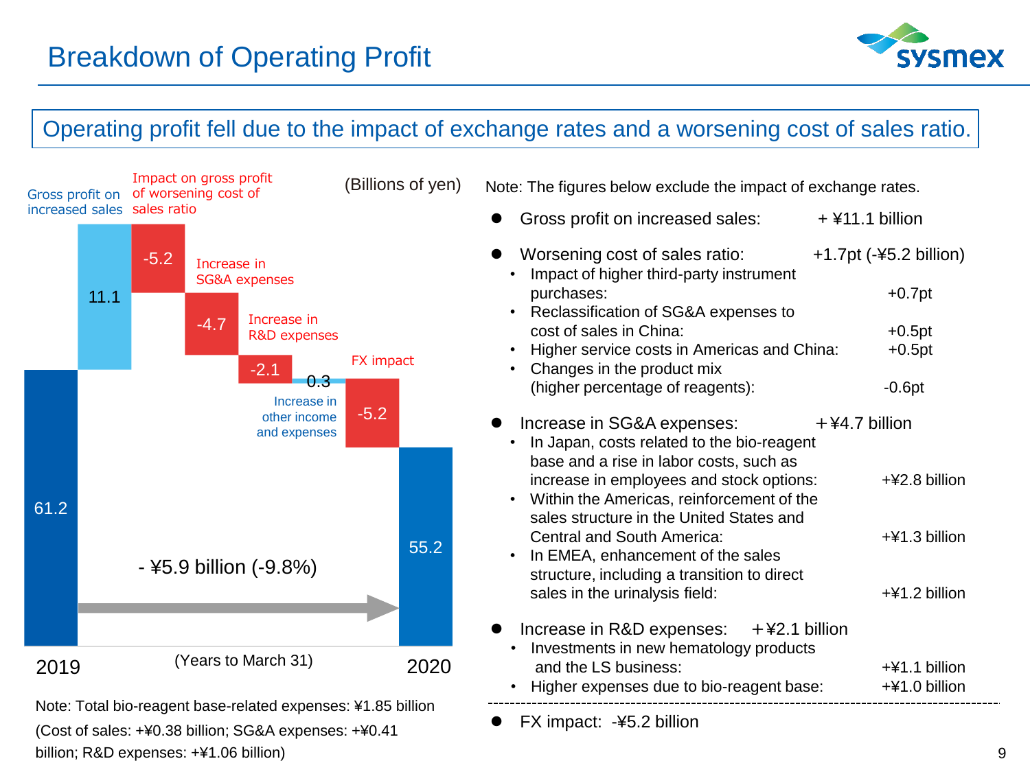# Breakdown of Operating Profit

**Operating profit fell due to the impact of exchange rates and a worsening cost of sales ratio.**

(Billions of yen)

| | Value |
|---|---|
| 2019 | 61.2 |
| Gross profit on increased sales | 11.1 |
| Impact on gross profit of worsening cost of sales ratio | -5.2 |
| Increase in SG&A expenses | -4.7 |
| Increase in R&D expenses | -2.1 |
| Increase in other income and expenses | 0.3 |
| FX impact | -5.2 |
| 2020 | 55.2 |

- ¥5.9 billion (-9.8%)

(Years to March 31)

Note: Total bio-reagent base-related expenses: ¥1.85 billion (Cost of sales: +¥0.38 billion; SG&A expenses: +¥0.41 billion; R&D expenses: +¥1.06 billion)

Note: The figures below exclude the impact of exchange rates.

- Gross profit on increased sales: + ¥11.1 billion
- Worsening cost of sales ratio: +1.7pt (-¥5.2 billion)
  - Impact of higher third-party instrument purchases: +0.7pt
  - Reclassification of SG&A expenses to cost of sales in China: +0.5pt
  - Higher service costs in Americas and China: +0.5pt
  - Changes in the product mix (higher percentage of reagents): -0.6pt
- Increase in SG&A expenses: +¥4.7 billion
  - In Japan, costs related to the bio-reagent base and a rise in labor costs, such as increase in employees and stock options: +¥2.8 billion
  - Within the Americas, reinforcement of the sales structure in the United States and Central and South America: +¥1.3 billion
  - In EMEA, enhancement of the sales structure, including a transition to direct sales in the urinalysis field: +¥1.2 billion
- Increase in R&D expenses: +¥2.1 billion
  - Investments in new hematology products and the LS business: +¥1.1 billion
  - Higher expenses due to bio-reagent base: +¥1.0 billion

---

- FX impact: -¥5.2 billion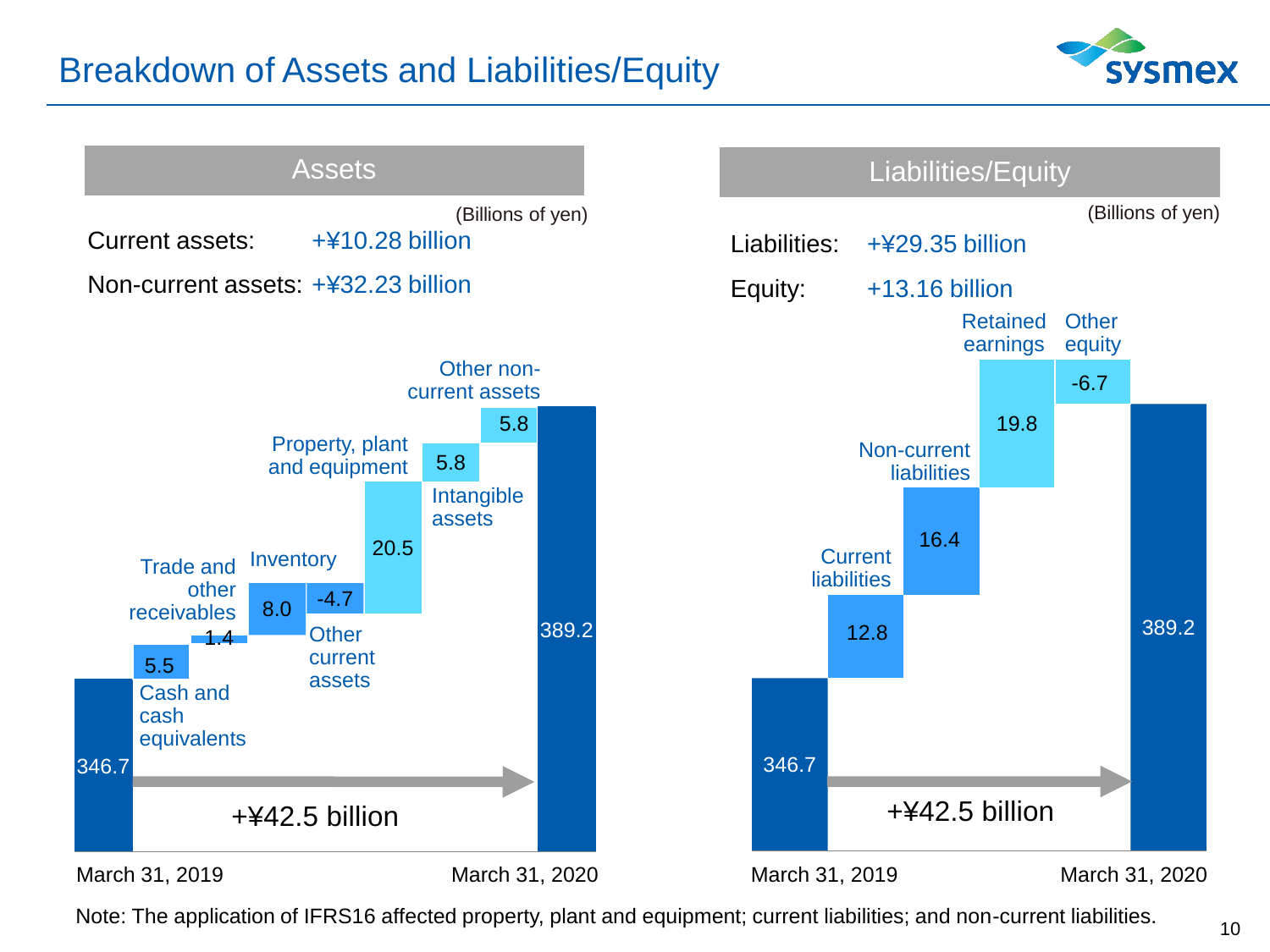# Breakdown of Assets and Liabilities/Equity

## Assets

(Billions of yen)

Current assets: +¥10.28 billion

Non-current assets: +¥32.23 billion

| Item | Amount |
| --- | --- |
| March 31, 2019 | 346.7 |
| Cash and cash equivalents | 5.5 |
| Trade and other receivables | 1.4 |
| Inventory | 8.0 |
| Other current assets | -4.7 |
| Property, plant and equipment | 20.5 |
| Intangible assets | 5.8 |
| Other non-current assets | 5.8 |
| March 31, 2020 | 389.2 |

+¥42.5 billion

## Liabilities/Equity

(Billions of yen)

Liabilities: +¥29.35 billion

Equity: +13.16 billion

| Item | Amount |
| --- | --- |
| March 31, 2019 | 346.7 |
| Current liabilities | 12.8 |
| Non-current liabilities | 16.4 |
| Retained earnings | 19.8 |
| Other equity | -6.7 |
| March 31, 2020 | 389.2 |

+¥42.5 billion

Note: The application of IFRS16 affected property, plant and equipment; current liabilities; and non-current liabilities.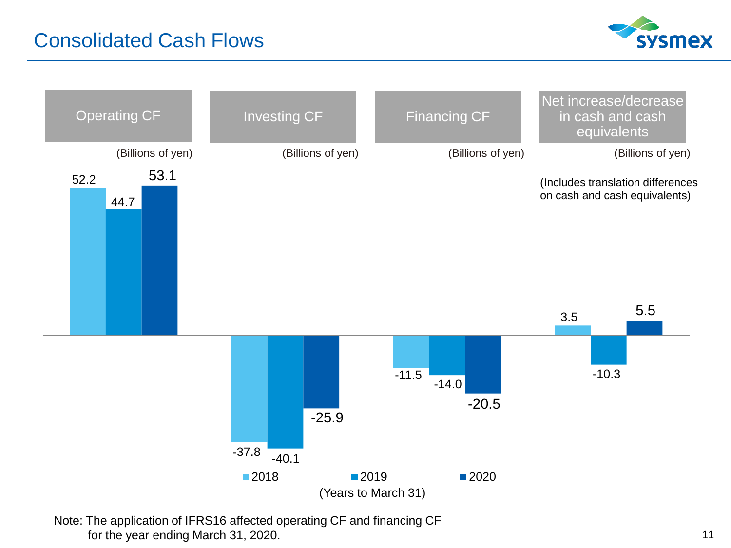# Consolidated Cash Flows

(Billions of yen)

| | 2018 | 2019 | 2020 |
|---|---|---|---|
| Operating CF | 52.2 | 44.7 | 53.1 |
| Investing CF | -37.8 | -40.1 | -25.9 |
| Financing CF | -11.5 | -14.0 | -20.5 |
| Net increase/decrease in cash and cash equivalents | 3.5 | -10.3 | 5.5 |

(Includes translation differences on cash and cash equivalents)

(Years to March 31)

Note: The application of IFRS16 affected operating CF and financing CF for the year ending March 31, 2020.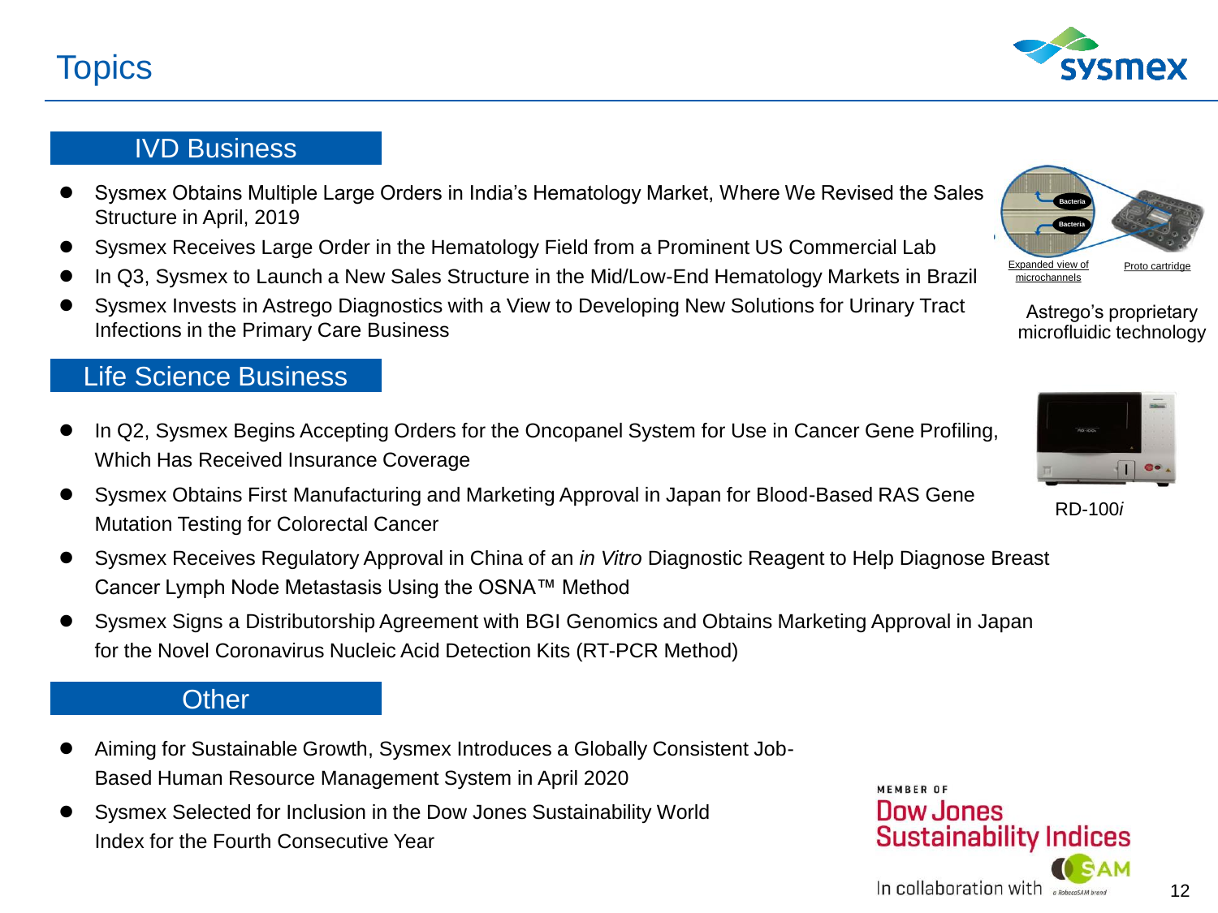# Topics

## IVD Business

- Sysmex Obtains Multiple Large Orders in India's Hematology Market, Where We Revised the Sales Structure in April, 2019
- Sysmex Receives Large Order in the Hematology Field from a Prominent US Commercial Lab
- In Q3, Sysmex to Launch a New Sales Structure in the Mid/Low-End Hematology Markets in Brazil
- Sysmex Invests in Astrego Diagnostics with a View to Developing New Solutions for Urinary Tract Infections in the Primary Care Business

Bacteria

Bacteria

Expanded view of microchannels

Proto cartridge

Astrego's proprietary microfluidic technology

## Life Science Business

- In Q2, Sysmex Begins Accepting Orders for the Oncopanel System for Use in Cancer Gene Profiling, Which Has Received Insurance Coverage
- Sysmex Obtains First Manufacturing and Marketing Approval in Japan for Blood-Based RAS Gene Mutation Testing for Colorectal Cancer
- Sysmex Receives Regulatory Approval in China of an *in Vitro* Diagnostic Reagent to Help Diagnose Breast Cancer Lymph Node Metastasis Using the OSNA™ Method
- Sysmex Signs a Distributorship Agreement with BGI Genomics and Obtains Marketing Approval in Japan for the Novel Coronavirus Nucleic Acid Detection Kits (RT-PCR Method)

RD-100*i*

## Other

- Aiming for Sustainable Growth, Sysmex Introduces a Globally Consistent Job-Based Human Resource Management System in April 2020
- Sysmex Selected for Inclusion in the Dow Jones Sustainability World Index for the Fourth Consecutive Year

MEMBER OF
Dow Jones
Sustainability Indices
In collaboration with RobecoSAM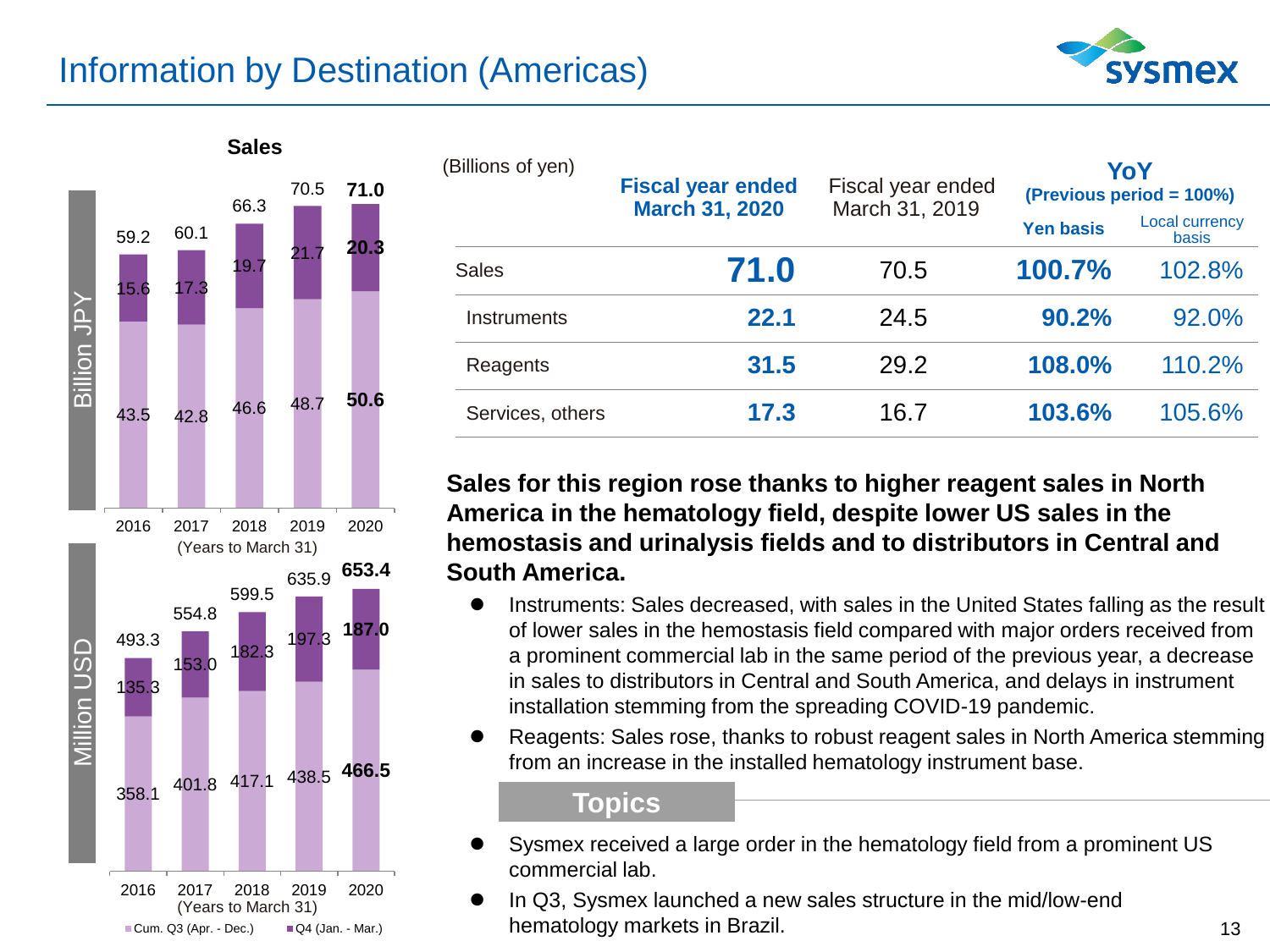# Information by Destination (Americas)

**Sales**

Billion JPY

| Years to March 31 | 2016 | 2017 | 2018 | 2019 | 2020 |
|---|---|---|---|---|---|
| Total | 59.2 | 60.1 | 66.3 | 70.5 | **71.0** |
| Q4 (Jan. - Mar.) | 15.6 | 17.3 | 19.7 | 21.7 | **20.3** |
| Cum. Q3 (Apr. - Dec.) | 43.5 | 42.8 | 46.6 | 48.7 | **50.6** |

Million USD

| Years to March 31 | 2016 | 2017 | 2018 | 2019 | 2020 |
|---|---|---|---|---|---|
| Total | 493.3 | 554.8 | 599.5 | 635.9 | **653.4** |
| Q4 (Jan. - Mar.) | 135.3 | 153.0 | 182.3 | 197.3 | **187.0** |
| Cum. Q3 (Apr. - Dec.) | 358.1 | 401.8 | 417.1 | 438.5 | **466.5** |

(Billions of yen)

| | **Fiscal year ended March 31, 2020** | Fiscal year ended March 31, 2019 | **YoY (Previous period = 100%)** Yen basis | Local currency basis |
|---|---|---|---|---|
| Sales | **71.0** | 70.5 | **100.7%** | 102.8% |
| Instruments | **22.1** | 24.5 | **90.2%** | 92.0% |
| Reagents | **31.5** | 29.2 | **108.0%** | 110.2% |
| Services, others | **17.3** | 16.7 | **103.6%** | 105.6% |

**Sales for this region rose thanks to higher reagent sales in North America in the hematology field, despite lower US sales in the hemostasis and urinalysis fields and to distributors in Central and South America.**

- Instruments: Sales decreased, with sales in the United States falling as the result of lower sales in the hemostasis field compared with major orders received from a prominent commercial lab in the same period of the previous year, a decrease in sales to distributors in Central and South America, and delays in instrument installation stemming from the spreading COVID-19 pandemic.
- Reagents: Sales rose, thanks to robust reagent sales in North America stemming from an increase in the installed hematology instrument base.

## Topics

- Sysmex received a large order in the hematology field from a prominent US commercial lab.
- In Q3, Sysmex launched a new sales structure in the mid/low-end hematology markets in Brazil.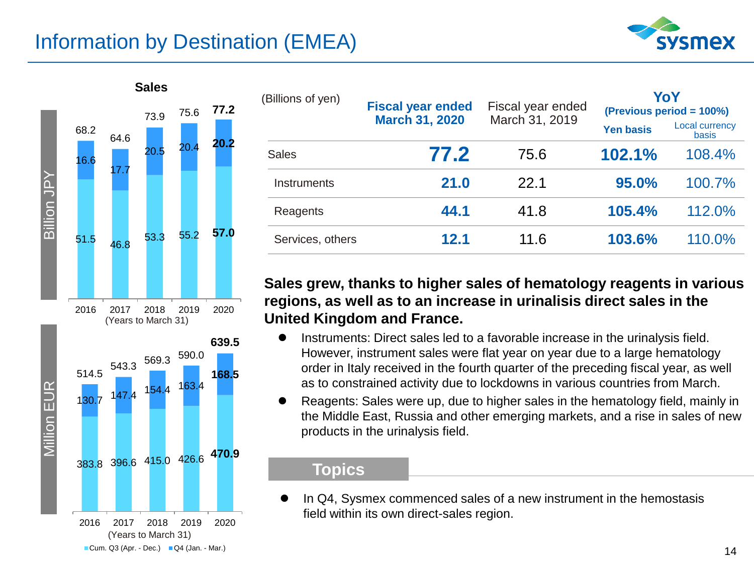# Information by Destination (EMEA)

**Sales**

Billion JPY

| Years to March 31 | 2016 | 2017 | 2018 | 2019 | 2020 |
|---|---|---|---|---|---|
| Cum. Q3 (Apr. - Dec.) | 51.5 | 46.8 | 53.3 | 55.2 | **57.0** |
| Q4 (Jan. - Mar.) | 16.6 | 17.7 | 20.5 | 20.4 | **20.2** |
| Total | 68.2 | 64.6 | 73.9 | 75.6 | **77.2** |

Million EUR

| Years to March 31 | 2016 | 2017 | 2018 | 2019 | 2020 |
|---|---|---|---|---|---|
| Cum. Q3 (Apr. - Dec.) | 383.8 | 396.6 | 415.0 | 426.6 | **470.9** |
| Q4 (Jan. - Mar.) | 130.7 | 147.4 | 154.4 | 163.4 | **168.5** |
| Total | 514.5 | 543.3 | 569.3 | 590.0 | **639.5** |

(Billions of yen)

| | **Fiscal year ended March 31, 2020** | Fiscal year ended March 31, 2019 | **YoY (Previous period = 100%)** | |
|---|---|---|---|---|
| | | | **Yen basis** | Local currency basis |
| Sales | **77.2** | 75.6 | **102.1%** | 108.4% |
| Instruments | **21.0** | 22.1 | **95.0%** | 100.7% |
| Reagents | **44.1** | 41.8 | **105.4%** | 112.0% |
| Services, others | **12.1** | 11.6 | **103.6%** | 110.0% |

**Sales grew, thanks to higher sales of hematology reagents in various regions, as well as to an increase in urinalisis direct sales in the United Kingdom and France.**

- Instruments: Direct sales led to a favorable increase in the urinalysis field. However, instrument sales were flat year on year due to a large hematology order in Italy received in the fourth quarter of the preceding fiscal year, as well as to constrained activity due to lockdowns in various countries from March.
- Reagents: Sales were up, due to higher sales in the hematology field, mainly in the Middle East, Russia and other emerging markets, and a rise in sales of new products in the urinalysis field.

## Topics

- In Q4, Sysmex commenced sales of a new instrument in the hemostasis field within its own direct-sales region.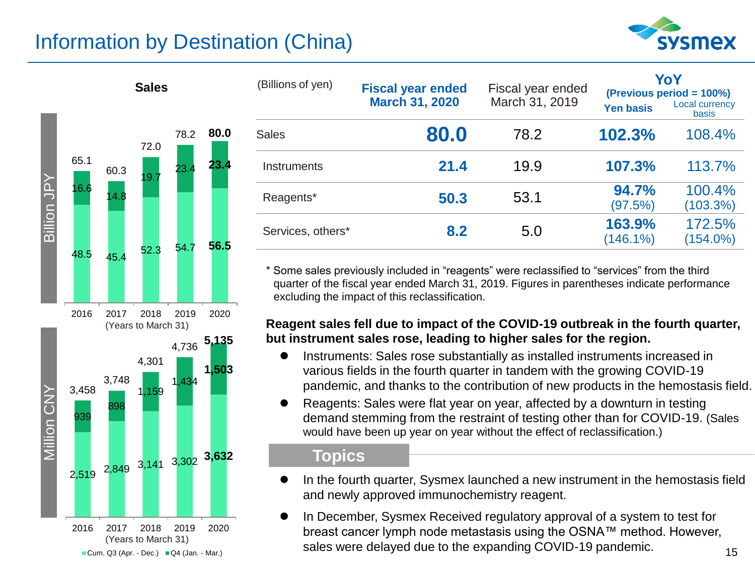# Information by Destination (China)

**Sales**

Billion JPY

| (Years to March 31) | 2016 | 2017 | 2018 | 2019 | 2020 |
|---|---|---|---|---|---|
| Cum. Q3 (Apr. - Dec.) | 48.5 | 45.4 | 52.3 | 54.7 | 56.5 |
| Q4 (Jan. - Mar.) | 16.6 | 14.8 | 19.7 | 23.4 | 23.4 |
| Total | 65.1 | 60.3 | 72.0 | 78.2 | 80.0 |

Million CNY

| (Years to March 31) | 2016 | 2017 | 2018 | 2019 | 2020 |
|---|---|---|---|---|---|
| Cum. Q3 (Apr. - Dec.) | 2,519 | 2,849 | 3,141 | 3,302 | 3,632 |
| Q4 (Jan. - Mar.) | 939 | 898 | 1,159 | 1,434 | 1,503 |
| Total | 3,458 | 3,748 | 4,301 | 4,736 | 5,135 |

| (Billions of yen) | Fiscal year ended March 31, 2020 | Fiscal year ended March 31, 2019 | YoY (Previous period = 100%) Yen basis | Local currency basis |
|---|---|---|---|---|
| Sales | 80.0 | 78.2 | 102.3% | 108.4% |
| Instruments | 21.4 | 19.9 | 107.3% | 113.7% |
| Reagents* | 50.3 | 53.1 | 94.7% (97.5%) | 100.4% (103.3%) |
| Services, others* | 8.2 | 5.0 | 163.9% (146.1%) | 172.5% (154.0%) |

\* Some sales previously included in "reagents" were reclassified to "services" from the third quarter of the fiscal year ended March 31, 2019. Figures in parentheses indicate performance excluding the impact of this reclassification.

**Reagent sales fell due to impact of the COVID-19 outbreak in the fourth quarter, but instrument sales rose, leading to higher sales for the region.**

- Instruments: Sales rose substantially as installed instruments increased in various fields in the fourth quarter in tandem with the growing COVID-19 pandemic, and thanks to the contribution of new products in the hemostasis field.
- Reagents: Sales were flat year on year, affected by a downturn in testing demand stemming from the restraint of testing other than for COVID-19. (Sales would have been up year on year without the effect of reclassification.)

## Topics

- In the fourth quarter, Sysmex launched a new instrument in the hemostasis field and newly approved immunochemistry reagent.
- In December, Sysmex Received regulatory approval of a system to test for breast cancer lymph node metastasis using the OSNA™ method. However, sales were delayed due to the expanding COVID-19 pandemic.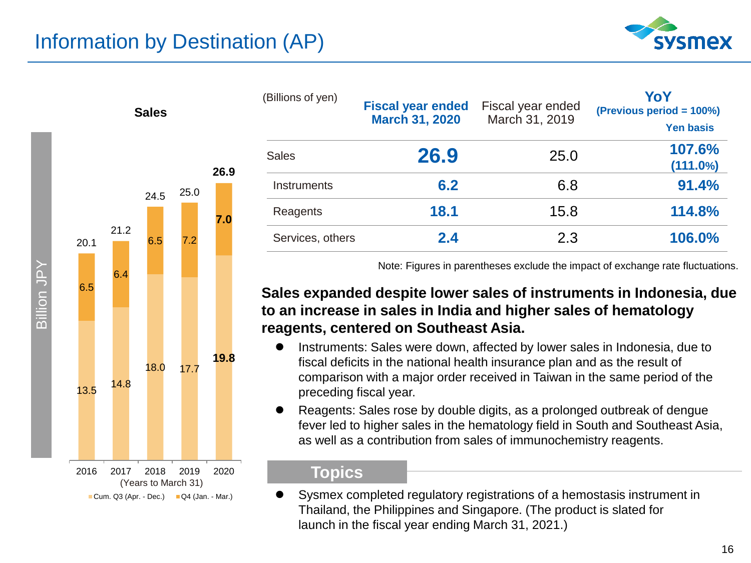# Information by Destination (AP)

**Sales**

Billion JPY

| Years to March 31 | Cum. Q3 (Apr. - Dec.) | Q4 (Jan. - Mar.) | Total |
|---|---|---|---|
| 2016 | 13.5 | 6.5 | 20.1 |
| 2017 | 14.8 | 6.4 | 21.2 |
| 2018 | 18.0 | 6.5 | 24.5 |
| 2019 | 17.7 | 7.2 | 25.0 |
| 2020 | **19.8** | **7.0** | **26.9** |

(Billions of yen)

| | Fiscal year ended March 31, 2020 | Fiscal year ended March 31, 2019 | YoY (Previous period = 100%) Yen basis |
|---|---|---|---|
| Sales | **26.9** | 25.0 | **107.6% (111.0%)** |
| Instruments | **6.2** | 6.8 | **91.4%** |
| Reagents | **18.1** | 15.8 | **114.8%** |
| Services, others | **2.4** | 2.3 | **106.0%** |

Note: Figures in parentheses exclude the impact of exchange rate fluctuations.

**Sales expanded despite lower sales of instruments in Indonesia, due to an increase in sales in India and higher sales of hematology reagents, centered on Southeast Asia.**

- Instruments: Sales were down, affected by lower sales in Indonesia, due to fiscal deficits in the national health insurance plan and as the result of comparison with a major order received in Taiwan in the same period of the preceding fiscal year.
- Reagents: Sales rose by double digits, as a prolonged outbreak of dengue fever led to higher sales in the hematology field in South and Southeast Asia, as well as a contribution from sales of immunochemistry reagents.

## Topics

- Sysmex completed regulatory registrations of a hemostasis instrument in Thailand, the Philippines and Singapore. (The product is slated for launch in the fiscal year ending March 31, 2021.)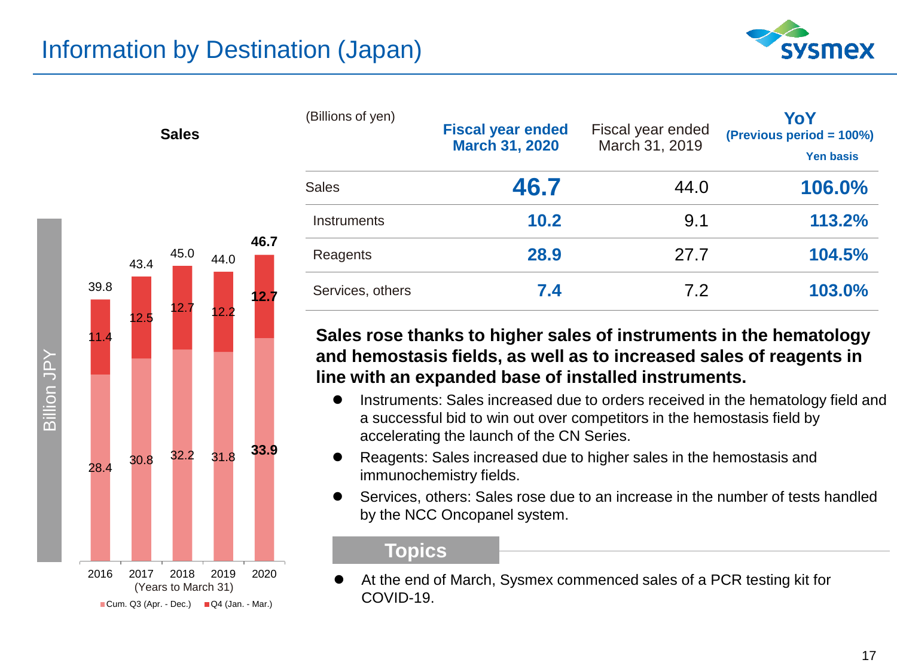# Information by Destination (Japan)

**Sales**

| (Years to March 31) | 2016 | 2017 | 2018 | 2019 | 2020 |
|---|---|---|---|---|---|
| Cum. Q3 (Apr. - Dec.) | 28.4 | 30.8 | 32.2 | 31.8 | 33.9 |
| Q4 (Jan. - Mar.) | 11.4 | 12.5 | 12.7 | 12.2 | 12.7 |
| Total | 39.8 | 43.4 | 45.0 | 44.0 | 46.7 |

Billion JPY

| (Billions of yen) | **Fiscal year ended March 31, 2020** | Fiscal year ended March 31, 2019 | **YoY (Previous period = 100%) Yen basis** |
|---|---|---|---|
| Sales | **46.7** | 44.0 | **106.0%** |
| Instruments | **10.2** | 9.1 | **113.2%** |
| Reagents | **28.9** | 27.7 | **104.5%** |
| Services, others | **7.4** | 7.2 | **103.0%** |

**Sales rose thanks to higher sales of instruments in the hematology and hemostasis fields, as well as to increased sales of reagents in line with an expanded base of installed instruments.**

- Instruments: Sales increased due to orders received in the hematology field and a successful bid to win out over competitors in the hemostasis field by accelerating the launch of the CN Series.
- Reagents: Sales increased due to higher sales in the hemostasis and immunochemistry fields.
- Services, others: Sales rose due to an increase in the number of tests handled by the NCC Oncopanel system.

## Topics

- At the end of March, Sysmex commenced sales of a PCR testing kit for COVID-19.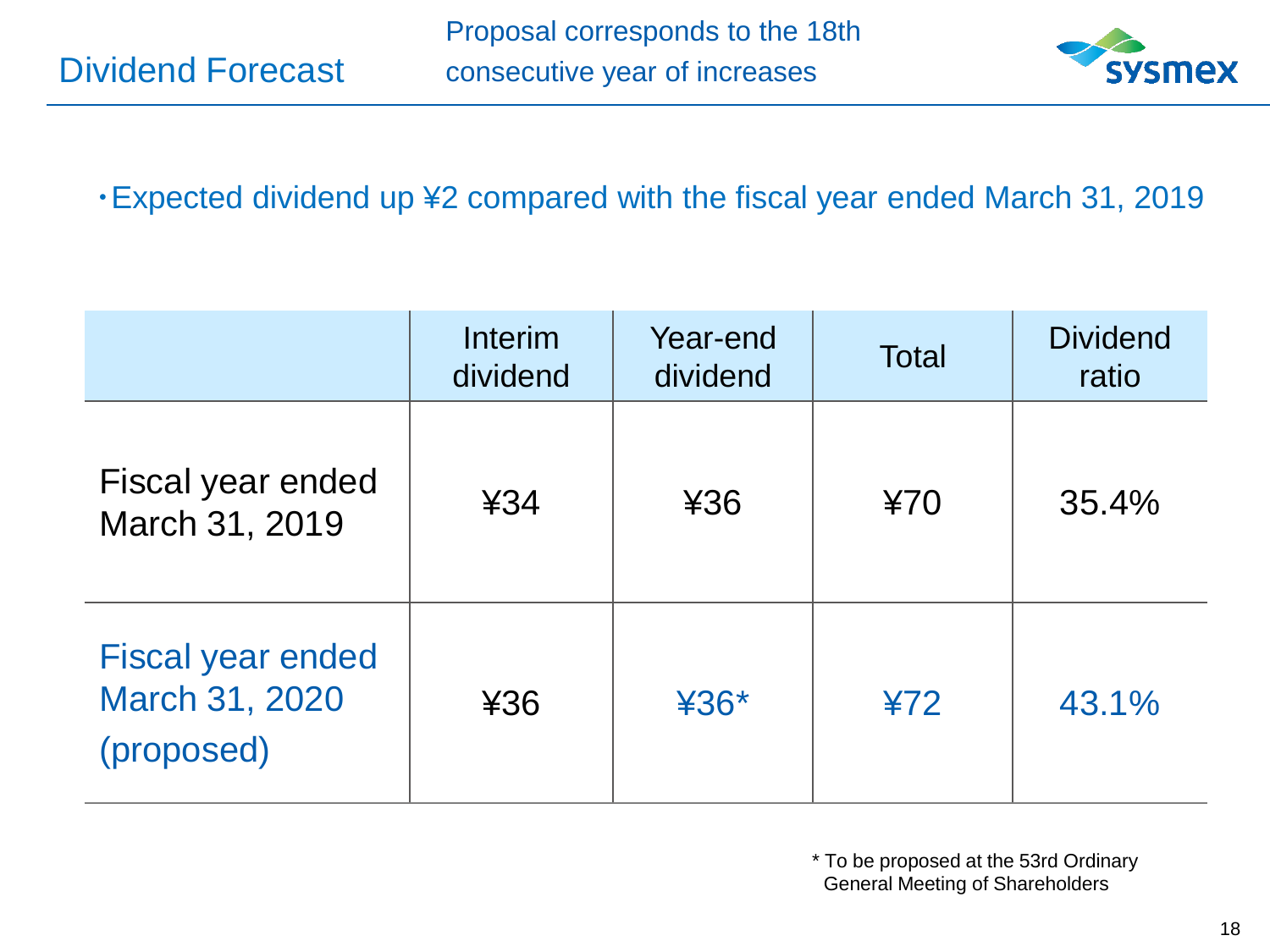# Dividend Forecast

Proposal corresponds to the 18th consecutive year of increases

・Expected dividend up ¥2 compared with the fiscal year ended March 31, 2019

| | Interim dividend | Year-end dividend | Total | Dividend ratio |
|---|---|---|---|---|
| Fiscal year ended March 31, 2019 | ¥34 | ¥36 | ¥70 | 35.4% |
| Fiscal year ended March 31, 2020 (proposed) | ¥36 | ¥36* | ¥72 | 43.1% |

* To be proposed at the 53rd Ordinary General Meeting of Shareholders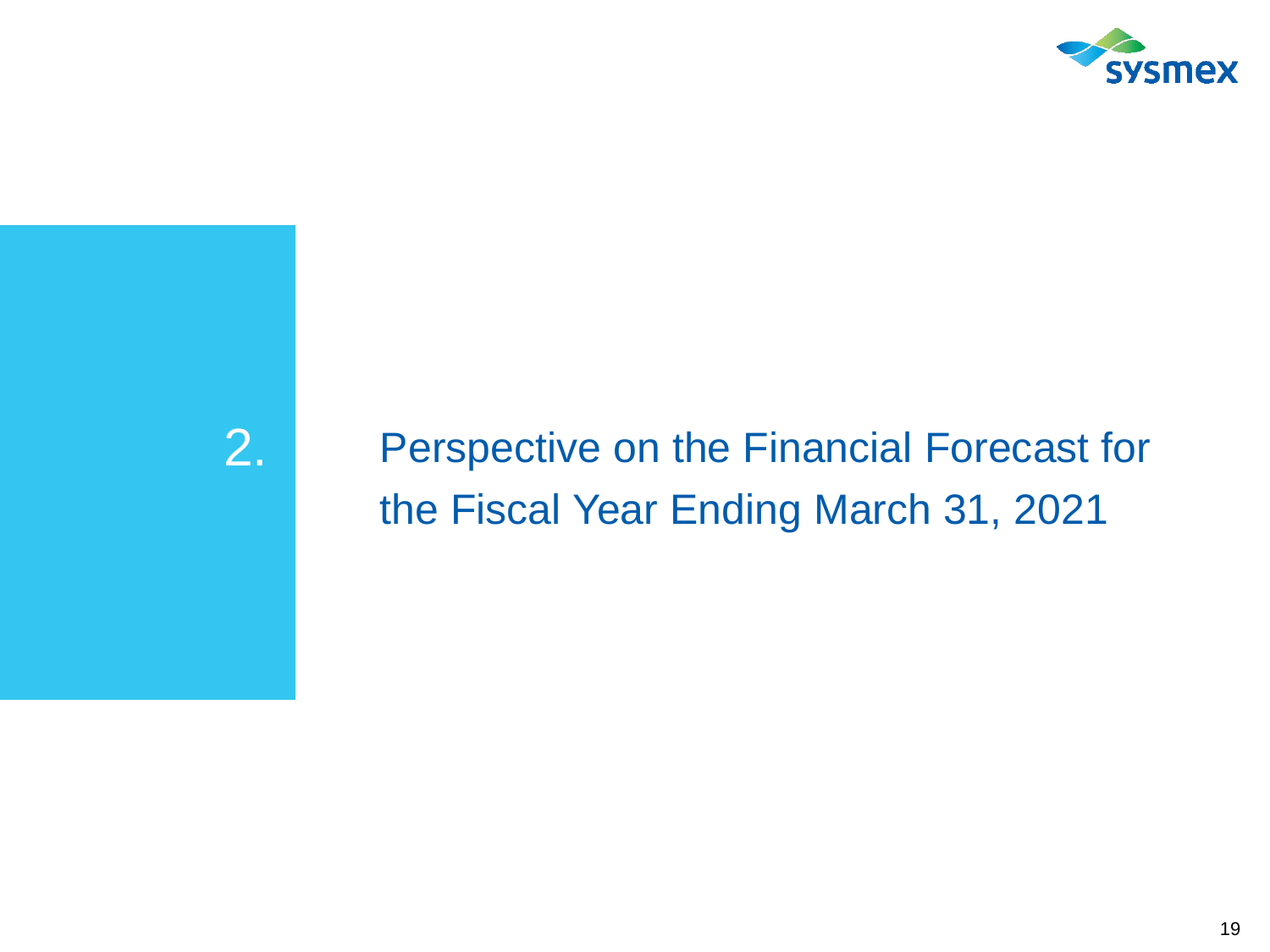# 2. Perspective on the Financial Forecast for the Fiscal Year Ending March 31, 2021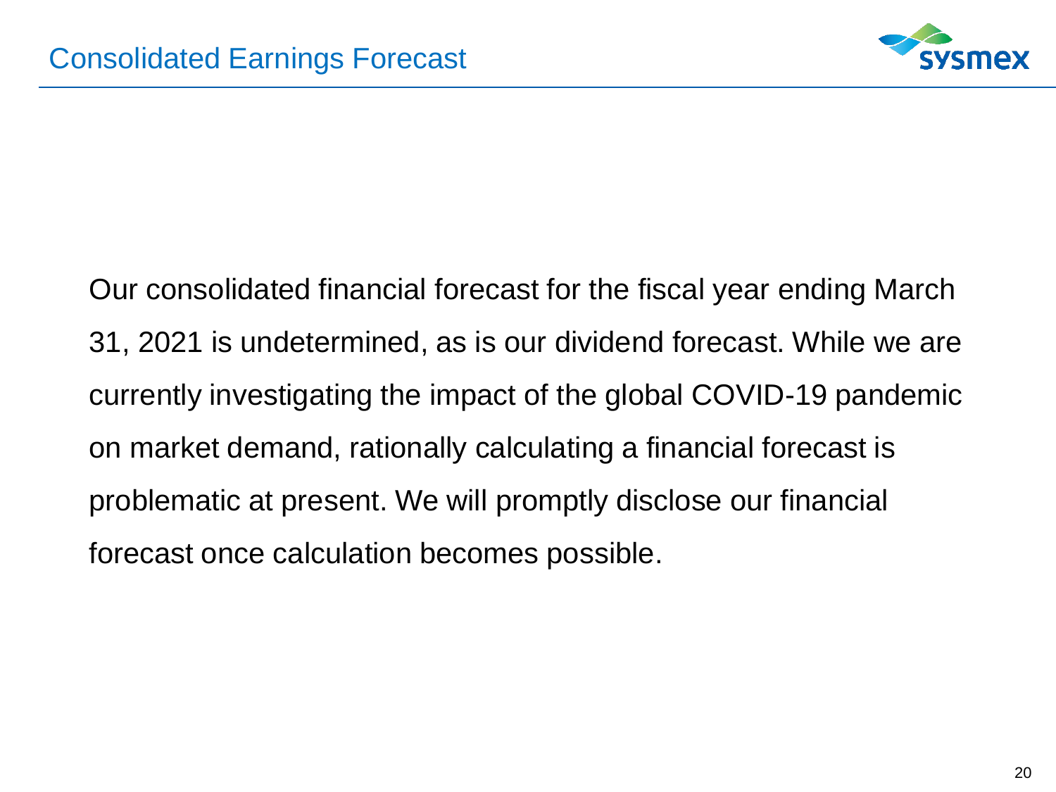# Consolidated Earnings Forecast

Our consolidated financial forecast for the fiscal year ending March 31, 2021 is undetermined, as is our dividend forecast. While we are currently investigating the impact of the global COVID-19 pandemic on market demand, rationally calculating a financial forecast is problematic at present. We will promptly disclose our financial forecast once calculation becomes possible.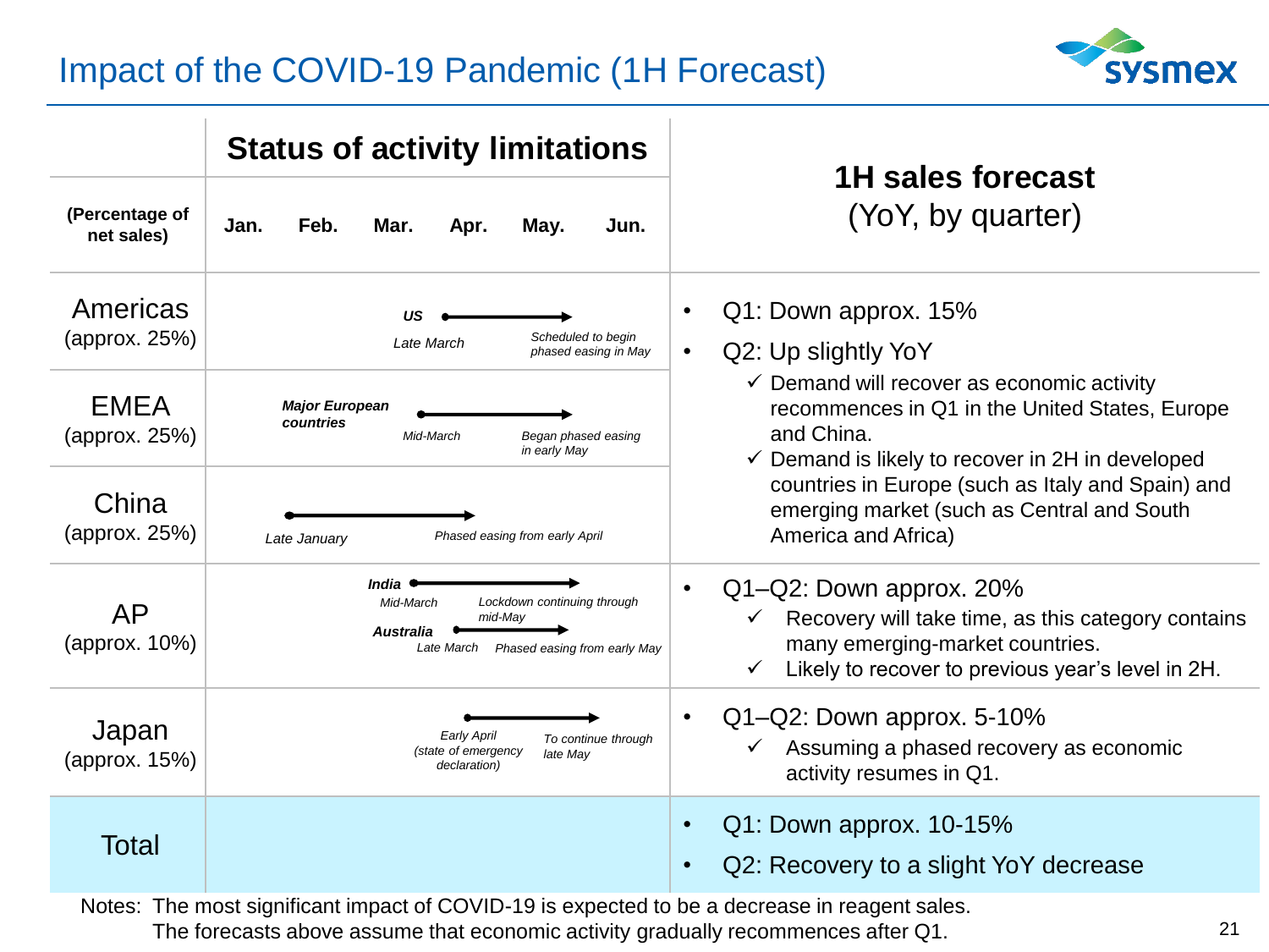# Impact of the COVID-19 Pandemic (1H Forecast)

| (Percentage of net sales) | Status of activity limitations (Jan. – Jun.) | 1H sales forecast (YoY, by quarter) |
|---|---|---|
| Americas (approx. 25%) | *US*: Late March → *Scheduled to begin phased easing in May* | • Q1: Down approx. 15%<br>• Q2: Up slightly YoY<br>✓ Demand will recover as economic activity recommences in Q1 in the United States, Europe and China.<br>✓ Demand is likely to recover in 2H in developed countries in Europe (such as Italy and Spain) and emerging market (such as Central and South America and Africa) |
| EMEA (approx. 25%) | ***Major European countries***: *Mid-March* → *Began phased easing in early May* | |
| China (approx. 25%) | *Late January* → *Phased easing from early April* | |
| AP (approx. 10%) | ***India***: *Mid-March* → *Lockdown continuing through mid-May*<br>***Australia***: *Late March* → *Phased easing from early May* | • Q1–Q2: Down approx. 20%<br>✓ Recovery will take time, as this category contains many emerging-market countries.<br>✓ Likely to recover to previous year's level in 2H. |
| Japan (approx. 15%) | *Early April (state of emergency declaration)* → *To continue through late May* | • Q1–Q2: Down approx. 5-10%<br>✓ Assuming a phased recovery as economic activity resumes in Q1. |
| Total | | • Q1: Down approx. 10-15%<br>• Q2: Recovery to a slight YoY decrease |

Notes: The most significant impact of COVID-19 is expected to be a decrease in reagent sales.
The forecasts above assume that economic activity gradually recommences after Q1.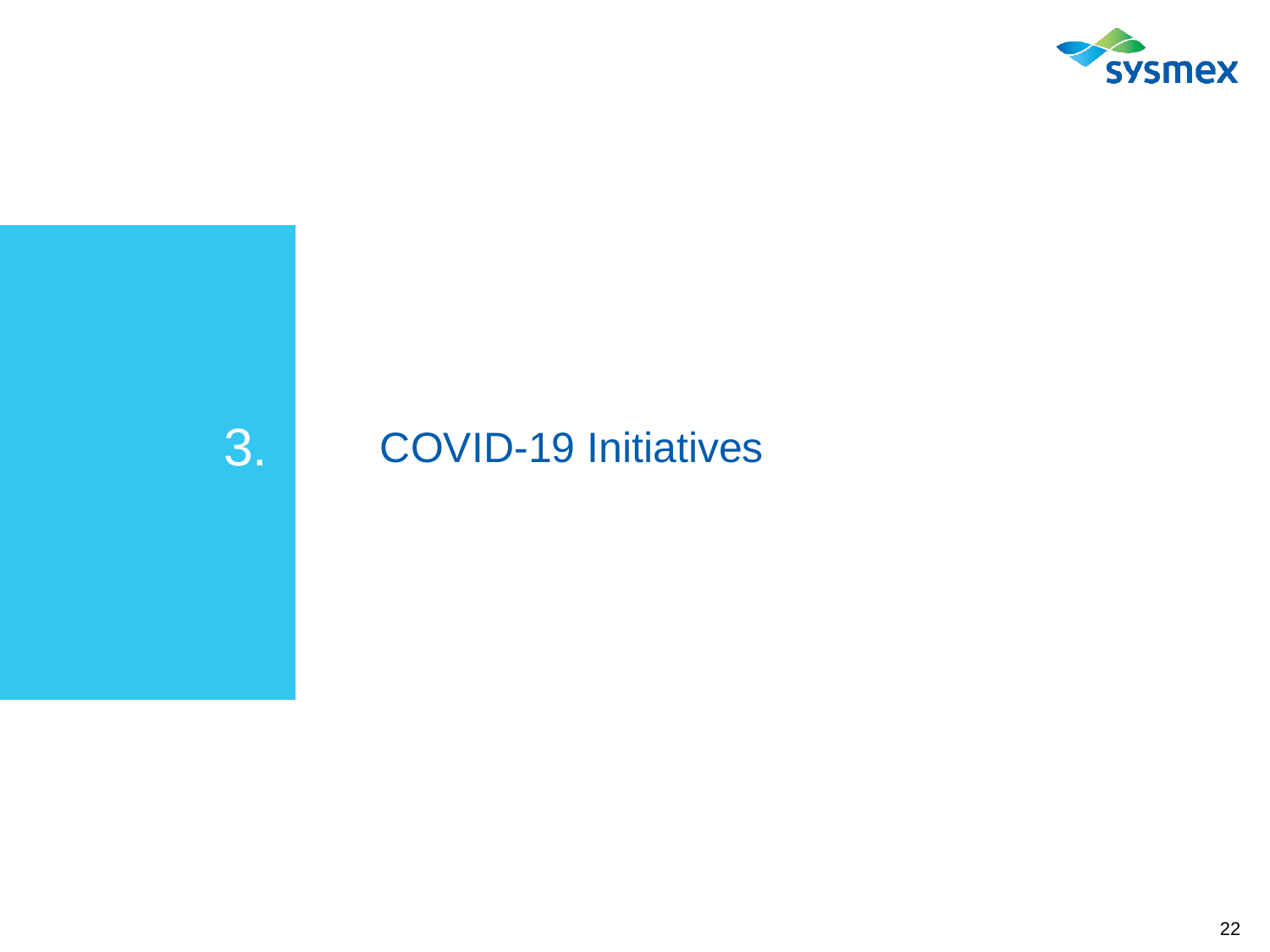# 3. COVID-19 Initiatives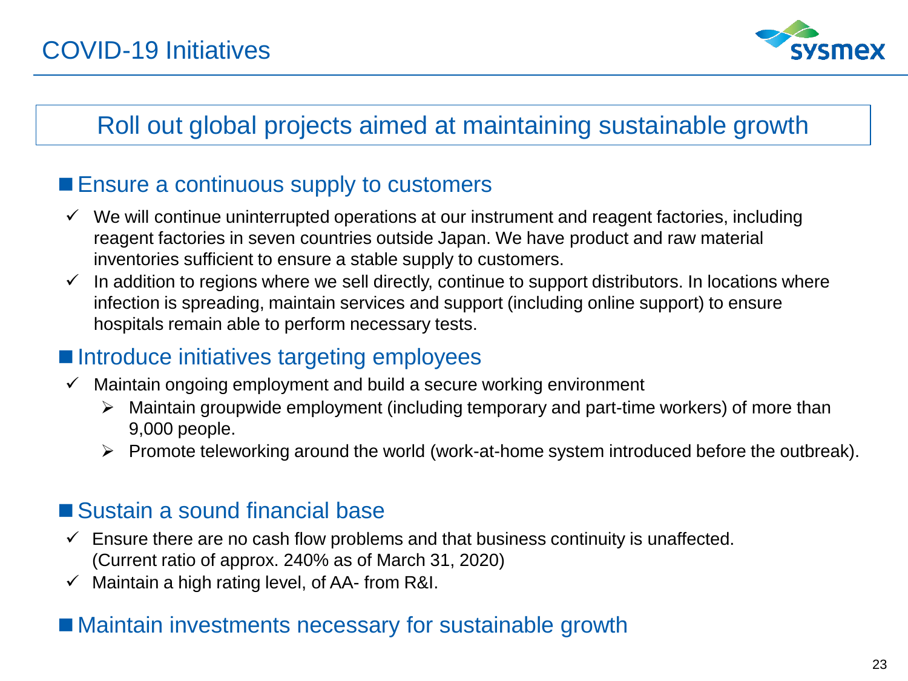# COVID-19 Initiatives

## Roll out global projects aimed at maintaining sustainable growth

### Ensure a continuous supply to customers

- ✓ We will continue uninterrupted operations at our instrument and reagent factories, including reagent factories in seven countries outside Japan. We have product and raw material inventories sufficient to ensure a stable supply to customers.
- ✓ In addition to regions where we sell directly, continue to support distributors. In locations where infection is spreading, maintain services and support (including online support) to ensure hospitals remain able to perform necessary tests.

### Introduce initiatives targeting employees

- ✓ Maintain ongoing employment and build a secure working environment
  - ➢ Maintain groupwide employment (including temporary and part-time workers) of more than 9,000 people.
  - ➢ Promote teleworking around the world (work-at-home system introduced before the outbreak).

### Sustain a sound financial base

- ✓ Ensure there are no cash flow problems and that business continuity is unaffected. (Current ratio of approx. 240% as of March 31, 2020)
- ✓ Maintain a high rating level, of AA- from R&I.

### Maintain investments necessary for sustainable growth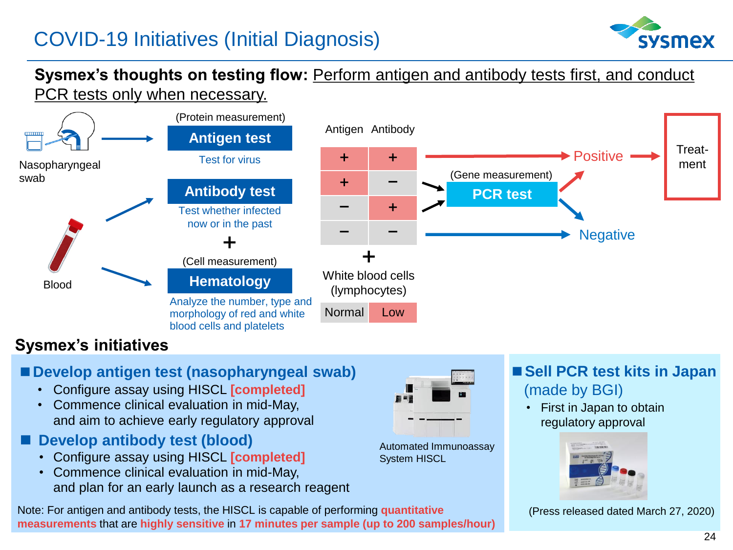# COVID-19 Initiatives (Initial Diagnosis)

**Sysmex's thoughts on testing flow:** Perform antigen and antibody tests first, and conduct PCR tests only when necessary.

Nasopharyngeal swab → (Protein measurement) **Antigen test** — Test for virus

Blood → **Antibody test** — Test whether infected now or in the past

\+

Blood → (Cell measurement) **Hematology** — Analyze the number, type and morphology of red and white blood cells and platelets

| Antigen | Antibody | |
|---|---|---|
| + | + | → Positive → Treatment |
| + | − | → (Gene measurement) PCR test → Positive / Negative |
| − | + | → (Gene measurement) PCR test → Positive / Negative |
| − | − | → Negative |

\+

White blood cells (lymphocytes)

| Normal | Low |
|---|---|

## Sysmex's initiatives

### ■ Develop antigen test (nasopharyngeal swab)

- Configure assay using HISCL [completed]
- Commence clinical evaluation in mid-May, and aim to achieve early regulatory approval

### ■ Develop antibody test (blood)

- Configure assay using HISCL [completed]
- Commence clinical evaluation in mid-May, and plan for an early launch as a research reagent

Automated Immunoassay System HISCL

Note: For antigen and antibody tests, the HISCL is capable of performing **quantitative measurements** that are **highly sensitive** in **17 minutes per sample (up to 200 samples/hour)**

### ■ Sell PCR test kits in Japan (made by BGI)

- First in Japan to obtain regulatory approval

(Press released dated March 27, 2020)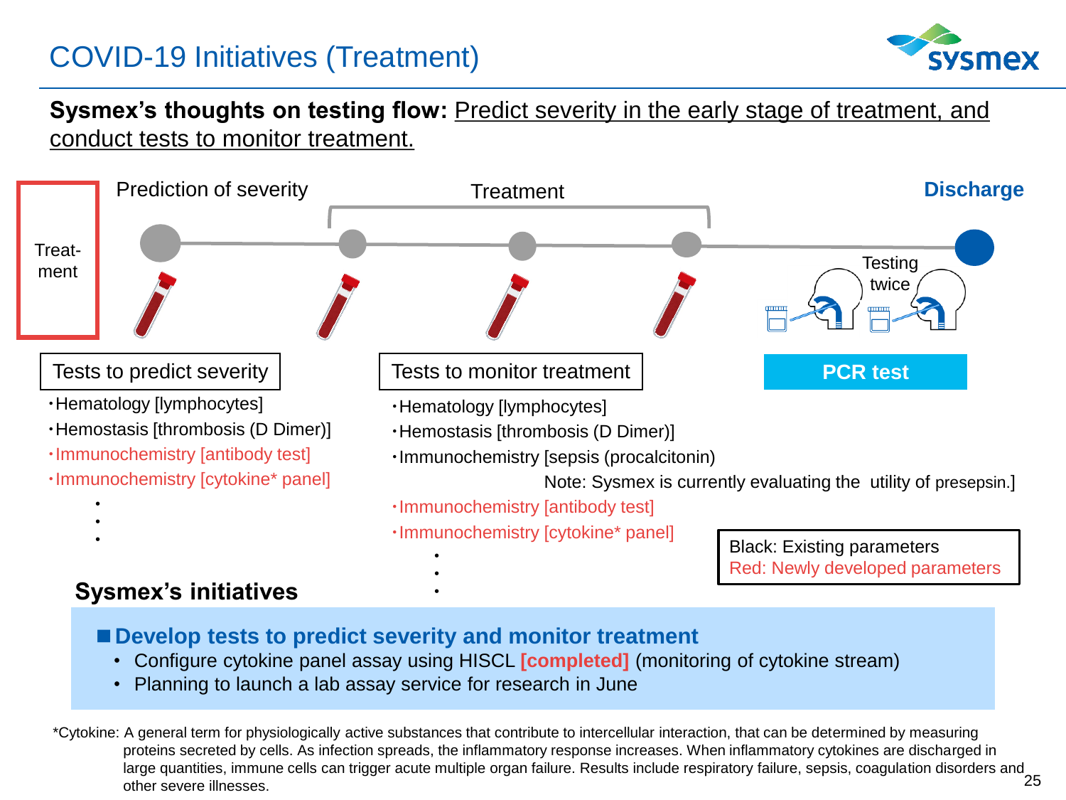# COVID-19 Initiatives (Treatment)

**Sysmex's thoughts on testing flow:** Predict severity in the early stage of treatment, and conduct tests to monitor treatment.

Treat-ment

Prediction of severity — Treatment — Discharge

Testing twice

### Tests to predict severity

- Hematology [lymphocytes]
- Hemostasis [thrombosis (D Dimer)]
- Immunochemistry [antibody test]
- Immunochemistry [cytokine* panel]
- ・
- ・
- ・

### Tests to monitor treatment

- Hematology [lymphocytes]
- Hemostasis [thrombosis (D Dimer)]
- Immunochemistry [sepsis (procalcitonin)
  Note: Sysmex is currently evaluating the utility of presepsin.]
- Immunochemistry [antibody test]
- Immunochemistry [cytokine* panel]
- ・
- ・
- ・

### PCR test

Black: Existing parameters
Red: Newly developed parameters

## Sysmex's initiatives

**■Develop tests to predict severity and monitor treatment**

- Configure cytokine panel assay using HISCL **[completed]** (monitoring of cytokine stream)
- Planning to launch a lab assay service for research in June

*Cytokine: A general term for physiologically active substances that contribute to intercellular interaction, that can be determined by measuring proteins secreted by cells. As infection spreads, the inflammatory response increases. When inflammatory cytokines are discharged in large quantities, immune cells can trigger acute multiple organ failure. Results include respiratory failure, sepsis, coagulation disorders and other severe illnesses.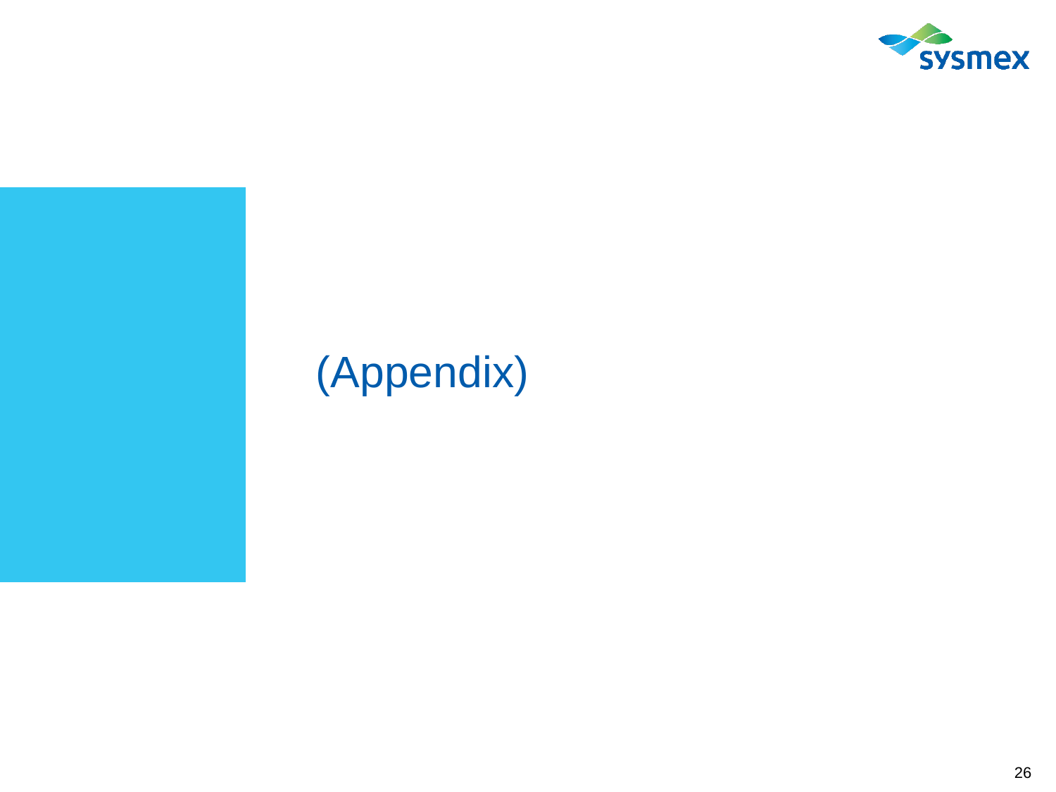# (Appendix)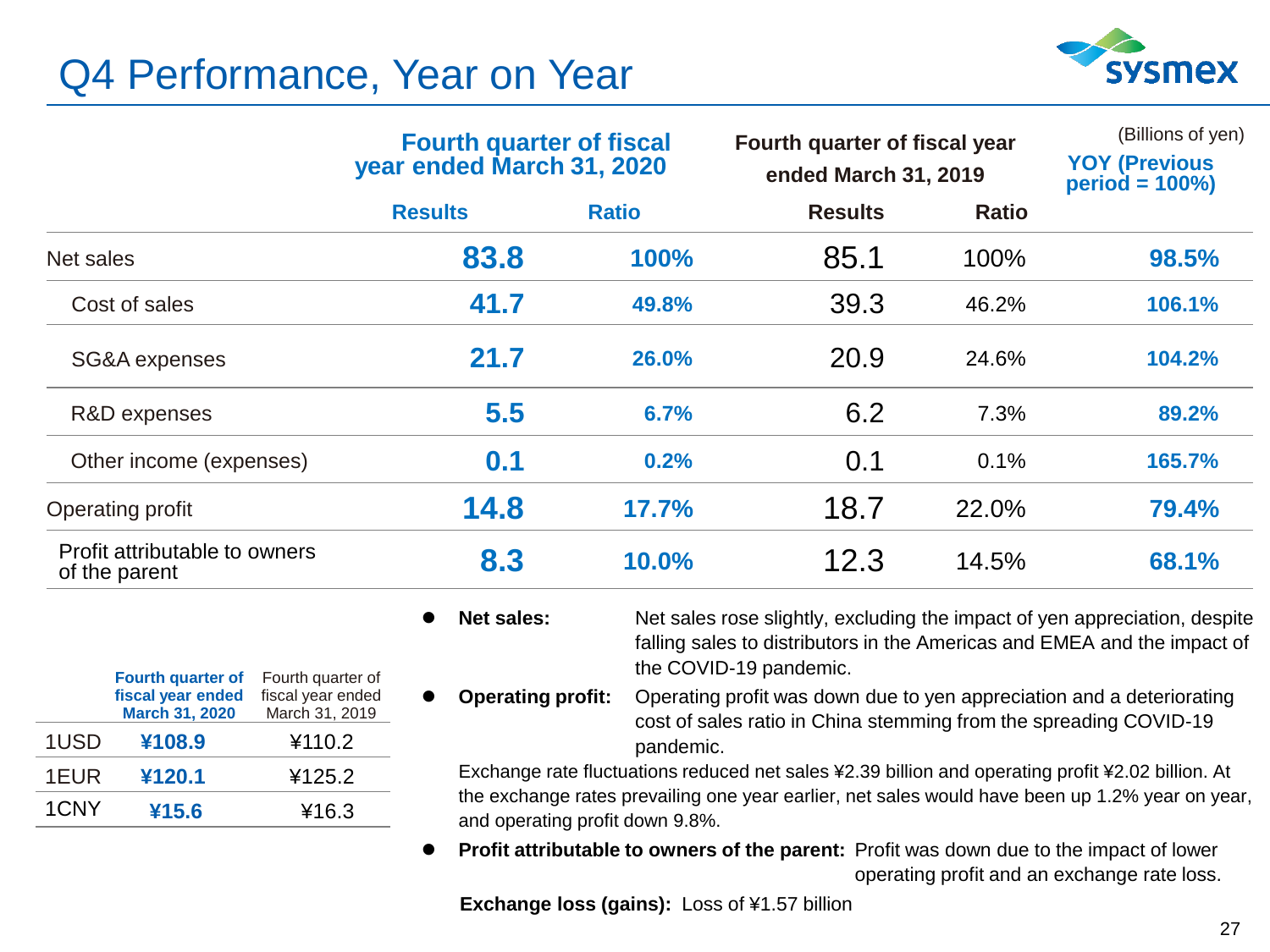# Q4 Performance, Year on Year

(Billions of yen)

| | Fourth quarter of fiscal year ended March 31, 2020 | | Fourth quarter of fiscal year ended March 31, 2019 | | YOY (Previous period = 100%) |
|---|---|---|---|---|---|
| | Results | Ratio | Results | Ratio | |
| Net sales | **83.8** | **100%** | 85.1 | 100% | **98.5%** |
| Cost of sales | **41.7** | **49.8%** | 39.3 | 46.2% | **106.1%** |
| SG&A expenses | **21.7** | **26.0%** | 20.9 | 24.6% | **104.2%** |
| R&D expenses | **5.5** | **6.7%** | 6.2 | 7.3% | **89.2%** |
| Other income (expenses) | **0.1** | **0.2%** | 0.1 | 0.1% | **165.7%** |
| Operating profit | **14.8** | **17.7%** | 18.7 | 22.0% | **79.4%** |
| Profit attributable to owners of the parent | **8.3** | **10.0%** | 12.3 | 14.5% | **68.1%** |

| | Fourth quarter of fiscal year ended March 31, 2020 | Fourth quarter of fiscal year ended March 31, 2019 |
|---|---|---|
| 1USD | **¥108.9** | ¥110.2 |
| 1EUR | **¥120.1** | ¥125.2 |
| 1CNY | **¥15.6** | ¥16.3 |

- **Net sales:** Net sales rose slightly, excluding the impact of yen appreciation, despite falling sales to distributors in the Americas and EMEA and the impact of the COVID-19 pandemic.
- **Operating profit:** Operating profit was down due to yen appreciation and a deteriorating cost of sales ratio in China stemming from the spreading COVID-19 pandemic.

  Exchange rate fluctuations reduced net sales ¥2.39 billion and operating profit ¥2.02 billion. At the exchange rates prevailing one year earlier, net sales would have been up 1.2% year on year, and operating profit down 9.8%.
- **Profit attributable to owners of the parent:** Profit was down due to the impact of lower operating profit and an exchange rate loss.

**Exchange loss (gains):** Loss of ¥1.57 billion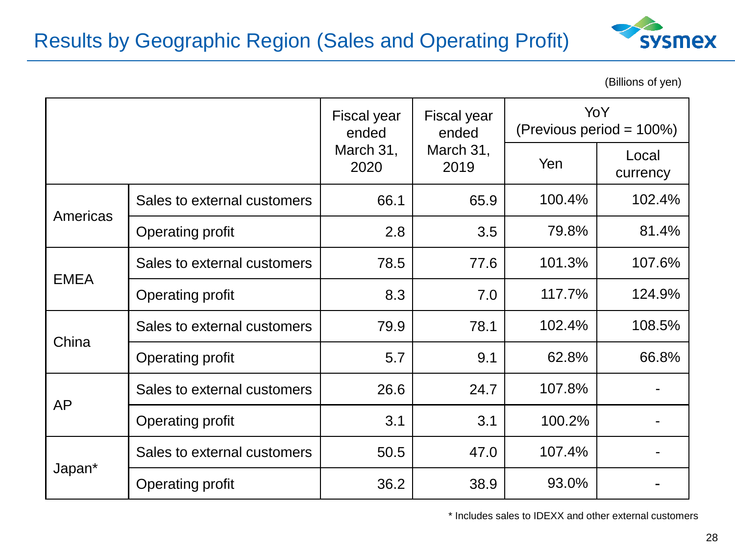# Results by Geographic Region (Sales and Operating Profit)

(Billions of yen)

| | | Fiscal year ended March 31, 2020 | Fiscal year ended March 31, 2019 | YoY (Previous period = 100%) | |
|---|---|---|---|---|---|
| | | | | Yen | Local currency |
| Americas | Sales to external customers | 66.1 | 65.9 | 100.4% | 102.4% |
| | Operating profit | 2.8 | 3.5 | 79.8% | 81.4% |
| EMEA | Sales to external customers | 78.5 | 77.6 | 101.3% | 107.6% |
| | Operating profit | 8.3 | 7.0 | 117.7% | 124.9% |
| China | Sales to external customers | 79.9 | 78.1 | 102.4% | 108.5% |
| | Operating profit | 5.7 | 9.1 | 62.8% | 66.8% |
| AP | Sales to external customers | 26.6 | 24.7 | 107.8% | - |
| | Operating profit | 3.1 | 3.1 | 100.2% | - |
| Japan* | Sales to external customers | 50.5 | 47.0 | 107.4% | - |
| | Operating profit | 36.2 | 38.9 | 93.0% | - |

* Includes sales to IDEXX and other external customers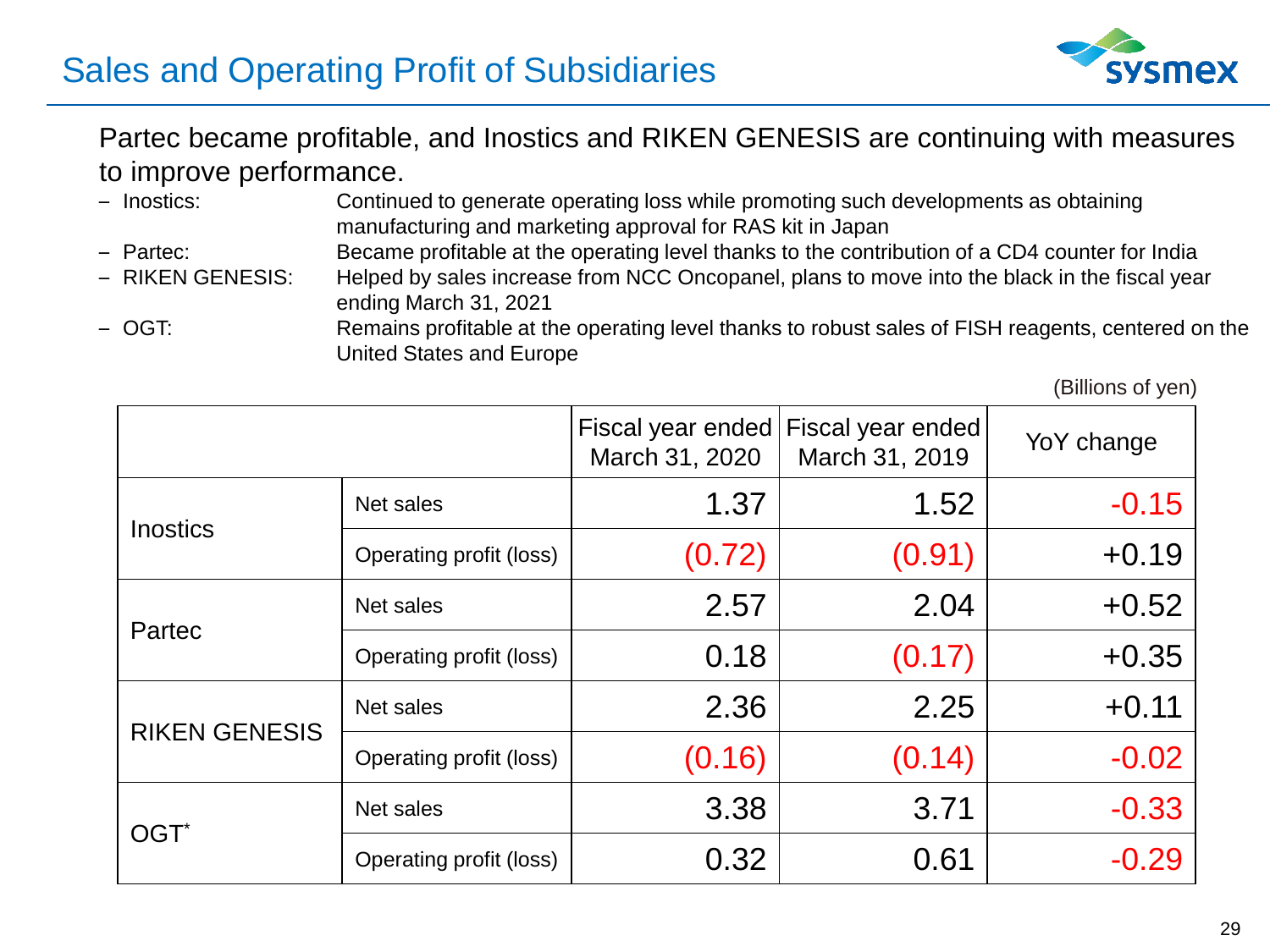# Sales and Operating Profit of Subsidiaries

Partec became profitable, and Inostics and RIKEN GENESIS are continuing with measures to improve performance.

- Inostics: Continued to generate operating loss while promoting such developments as obtaining manufacturing and marketing approval for RAS kit in Japan
- Partec: Became profitable at the operating level thanks to the contribution of a CD4 counter for India
- RIKEN GENESIS: Helped by sales increase from NCC Oncopanel, plans to move into the black in the fiscal year ending March 31, 2021
- OGT: Remains profitable at the operating level thanks to robust sales of FISH reagents, centered on the United States and Europe

(Billions of yen)

| | | Fiscal year ended March 31, 2020 | Fiscal year ended March 31, 2019 | YoY change |
|---|---|---|---|---|
| Inostics | Net sales | 1.37 | 1.52 | -0.15 |
| | Operating profit (loss) | (0.72) | (0.91) | +0.19 |
| Partec | Net sales | 2.57 | 2.04 | +0.52 |
| | Operating profit (loss) | 0.18 | (0.17) | +0.35 |
| RIKEN GENESIS | Net sales | 2.36 | 2.25 | +0.11 |
| | Operating profit (loss) | (0.16) | (0.14) | -0.02 |
| OGT* | Net sales | 3.38 | 3.71 | -0.33 |
| | Operating profit (loss) | 0.32 | 0.61 | -0.29 |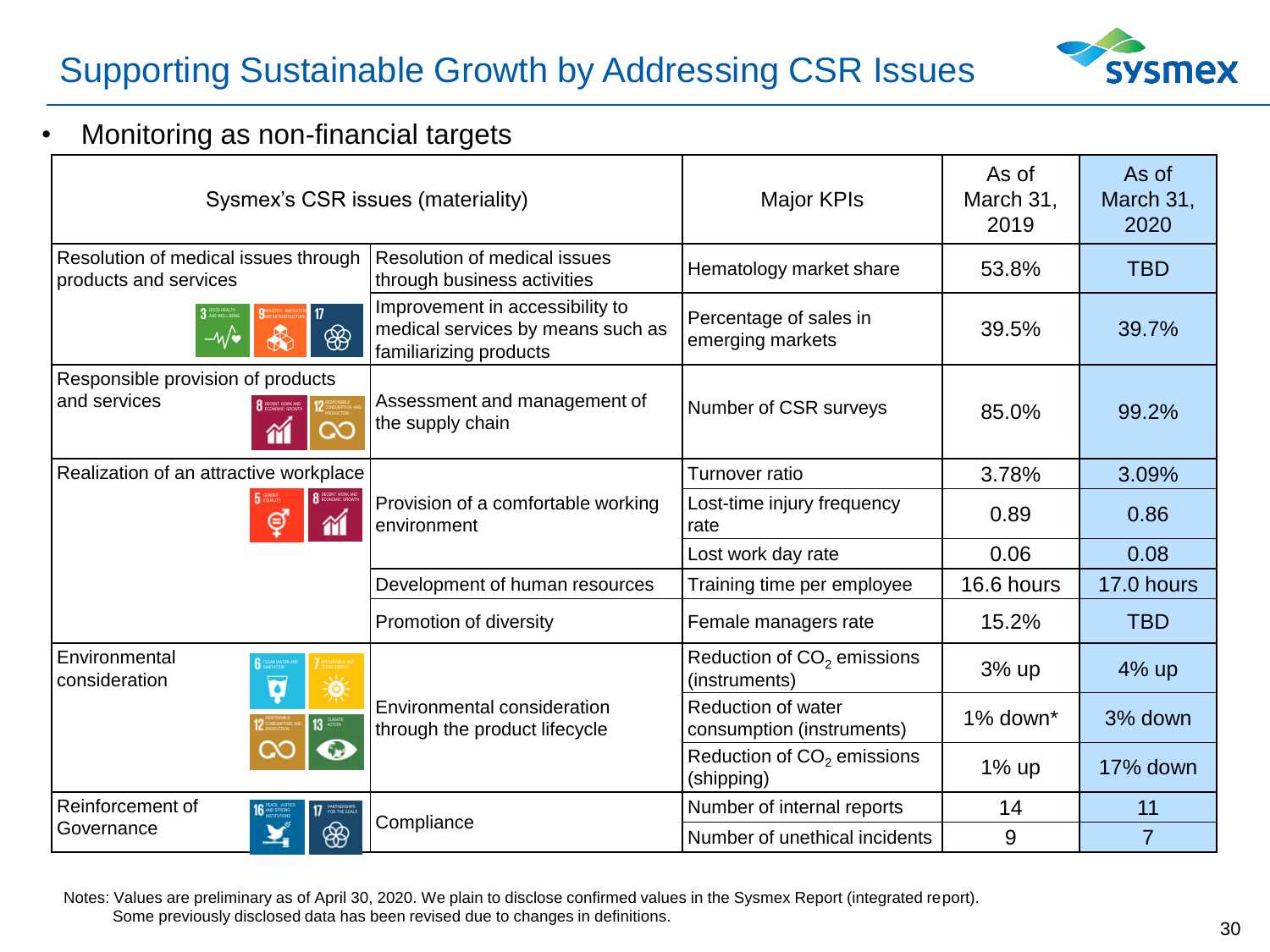# Supporting Sustainable Growth by Addressing CSR Issues

- Monitoring as non-financial targets

| Sysmex's CSR issues (materiality) | | Major KPIs | As of March 31, 2019 | As of March 31, 2020 |
|---|---|---|---|---|
| Resolution of medical issues through products and services | Resolution of medical issues through business activities | Hematology market share | 53.8% | TBD |
| | Improvement in accessibility to medical services by means such as familiarizing products | Percentage of sales in emerging markets | 39.5% | 39.7% |
| Responsible provision of products and services | Assessment and management of the supply chain | Number of CSR surveys | 85.0% | 99.2% |
| Realization of an attractive workplace | Provision of a comfortable working environment | Turnover ratio | 3.78% | 3.09% |
| | | Lost-time injury frequency rate | 0.89 | 0.86 |
| | | Lost work day rate | 0.06 | 0.08 |
| | Development of human resources | Training time per employee | 16.6 hours | 17.0 hours |
| | Promotion of diversity | Female managers rate | 15.2% | TBD |
| Environmental consideration | Environmental consideration through the product lifecycle | Reduction of $CO_2$ emissions (instruments) | 3% up | 4% up |
| | | Reduction of water consumption (instruments) | 1% down* | 3% down |
| | | Reduction of $CO_2$ emissions (shipping) | 1% up | 17% down |
| Reinforcement of Governance | Compliance | Number of internal reports | 14 | 11 |
| | | Number of unethical incidents | 9 | 7 |

Notes: Values are preliminary as of April 30, 2020. We plain to disclose confirmed values in the Sysmex Report (integrated report).
Some previously disclosed data has been revised due to changes in definitions.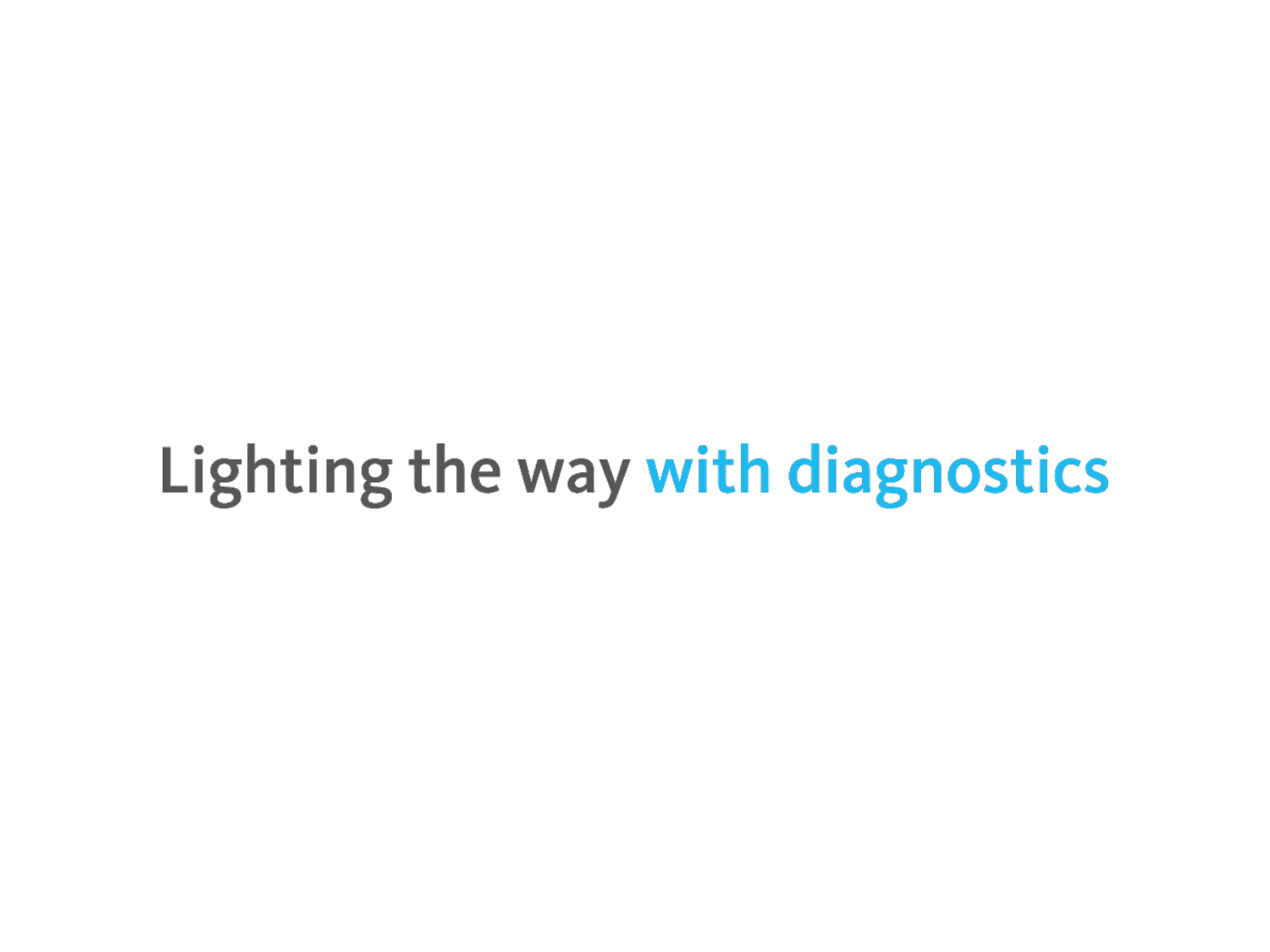Lighting the way with diagnostics